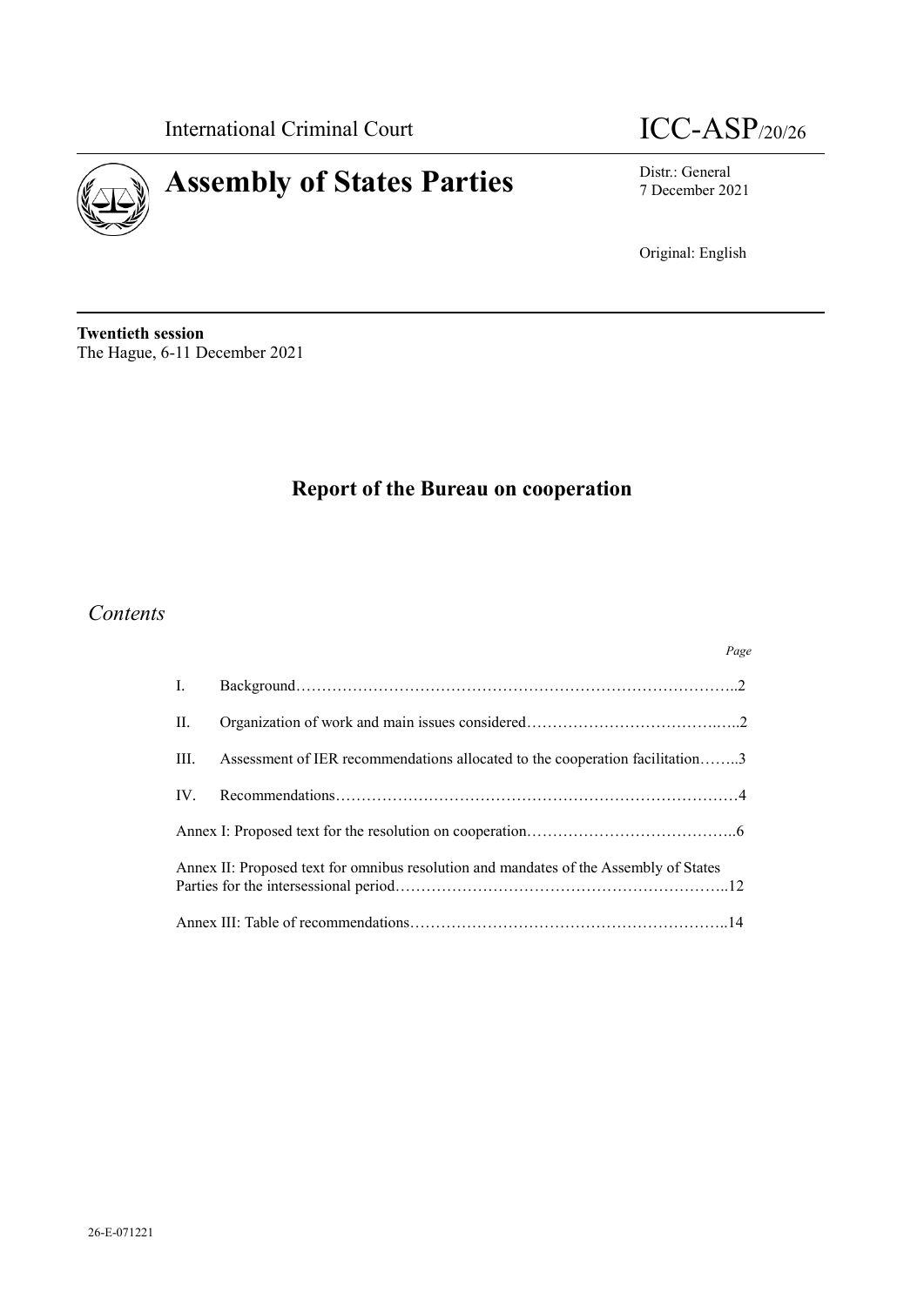International Criminal Court

ICC-ASP/20/26

# Assembly of States Parties

Distr.: General
7 December 2021

Original: English

**Twentieth session**
The Hague, 6-11 December 2021

## Report of the Bureau on cooperation

### *Contents*

| | | *Page* |
|---|---|---|
| I. | Background | 2 |
| II. | Organization of work and main issues considered | 2 |
| III. | Assessment of IER recommendations allocated to the cooperation facilitation | 3 |
| IV. | Recommendations | 4 |
| | Annex I: Proposed text for the resolution on cooperation | 6 |
| | Annex II: Proposed text for omnibus resolution and mandates of the Assembly of States Parties for the intersessional period | 12 |
| | Annex III: Table of recommendations | 14 |

26-E-071221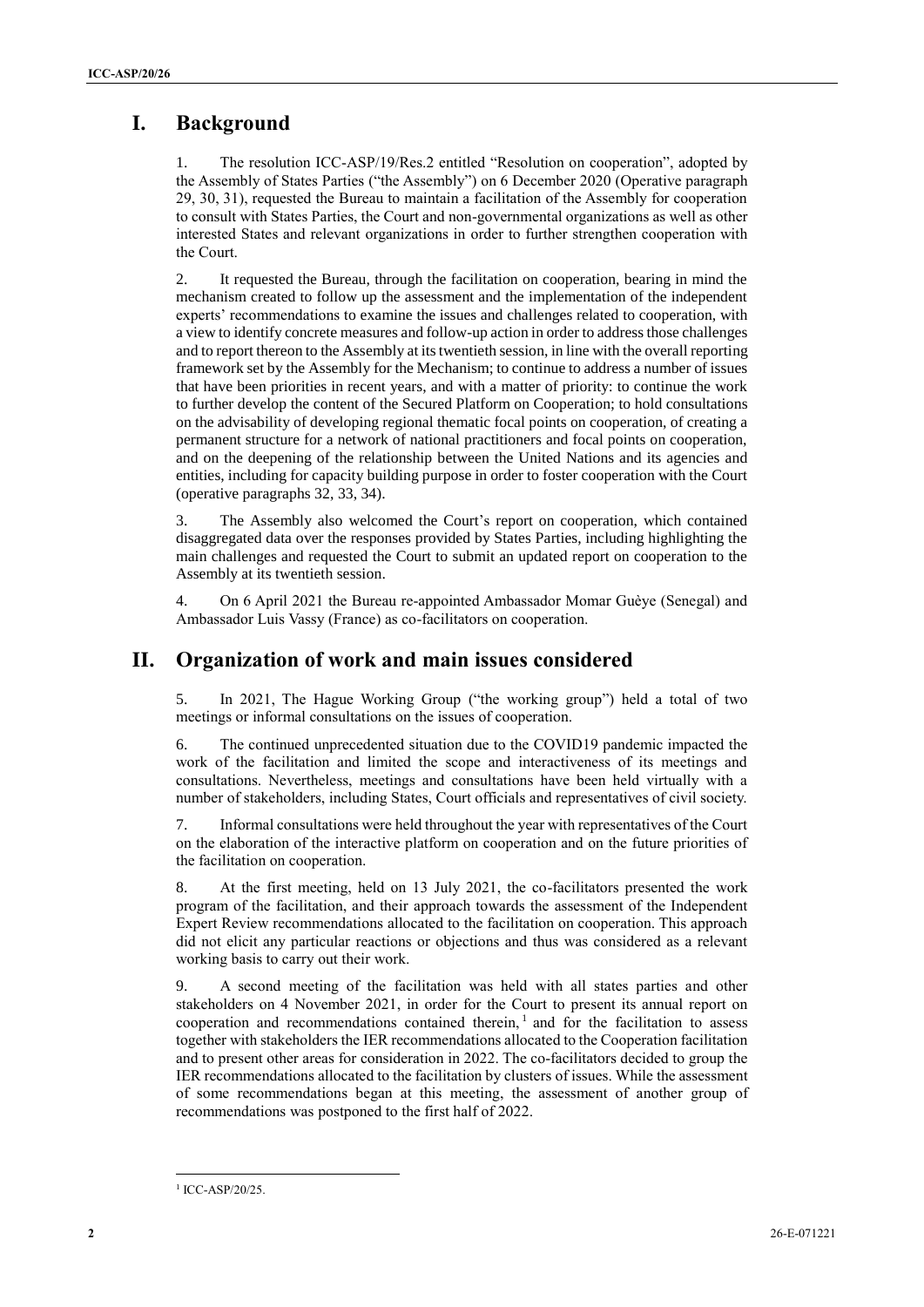# I. Background

1. The resolution ICC-ASP/19/Res.2 entitled "Resolution on cooperation", adopted by the Assembly of States Parties ("the Assembly") on 6 December 2020 (Operative paragraph 29, 30, 31), requested the Bureau to maintain a facilitation of the Assembly for cooperation to consult with States Parties, the Court and non-governmental organizations as well as other interested States and relevant organizations in order to further strengthen cooperation with the Court.

2. It requested the Bureau, through the facilitation on cooperation, bearing in mind the mechanism created to follow up the assessment and the implementation of the independent experts' recommendations to examine the issues and challenges related to cooperation, with a view to identify concrete measures and follow-up action in order to address those challenges and to report thereon to the Assembly at its twentieth session, in line with the overall reporting framework set by the Assembly for the Mechanism; to continue to address a number of issues that have been priorities in recent years, and with a matter of priority: to continue the work to further develop the content of the Secured Platform on Cooperation; to hold consultations on the advisability of developing regional thematic focal points on cooperation, of creating a permanent structure for a network of national practitioners and focal points on cooperation, and on the deepening of the relationship between the United Nations and its agencies and entities, including for capacity building purpose in order to foster cooperation with the Court (operative paragraphs 32, 33, 34).

3. The Assembly also welcomed the Court's report on cooperation, which contained disaggregated data over the responses provided by States Parties, including highlighting the main challenges and requested the Court to submit an updated report on cooperation to the Assembly at its twentieth session.

4. On 6 April 2021 the Bureau re-appointed Ambassador Momar Guèye (Senegal) and Ambassador Luis Vassy (France) as co-facilitators on cooperation.

# II. Organization of work and main issues considered

5. In 2021, The Hague Working Group ("the working group") held a total of two meetings or informal consultations on the issues of cooperation.

6. The continued unprecedented situation due to the COVID19 pandemic impacted the work of the facilitation and limited the scope and interactiveness of its meetings and consultations. Nevertheless, meetings and consultations have been held virtually with a number of stakeholders, including States, Court officials and representatives of civil society.

7. Informal consultations were held throughout the year with representatives of the Court on the elaboration of the interactive platform on cooperation and on the future priorities of the facilitation on cooperation.

8. At the first meeting, held on 13 July 2021, the co-facilitators presented the work program of the facilitation, and their approach towards the assessment of the Independent Expert Review recommendations allocated to the facilitation on cooperation. This approach did not elicit any particular reactions or objections and thus was considered as a relevant working basis to carry out their work.

9. A second meeting of the facilitation was held with all states parties and other stakeholders on 4 November 2021, in order for the Court to present its annual report on cooperation and recommendations contained therein,[1] and for the facilitation to assess together with stakeholders the IER recommendations allocated to the Cooperation facilitation and to present other areas for consideration in 2022. The co-facilitators decided to group the IER recommendations allocated to the facilitation by clusters of issues. While the assessment of some recommendations began at this meeting, the assessment of another group of recommendations was postponed to the first half of 2022.

[1] ICC-ASP/20/25.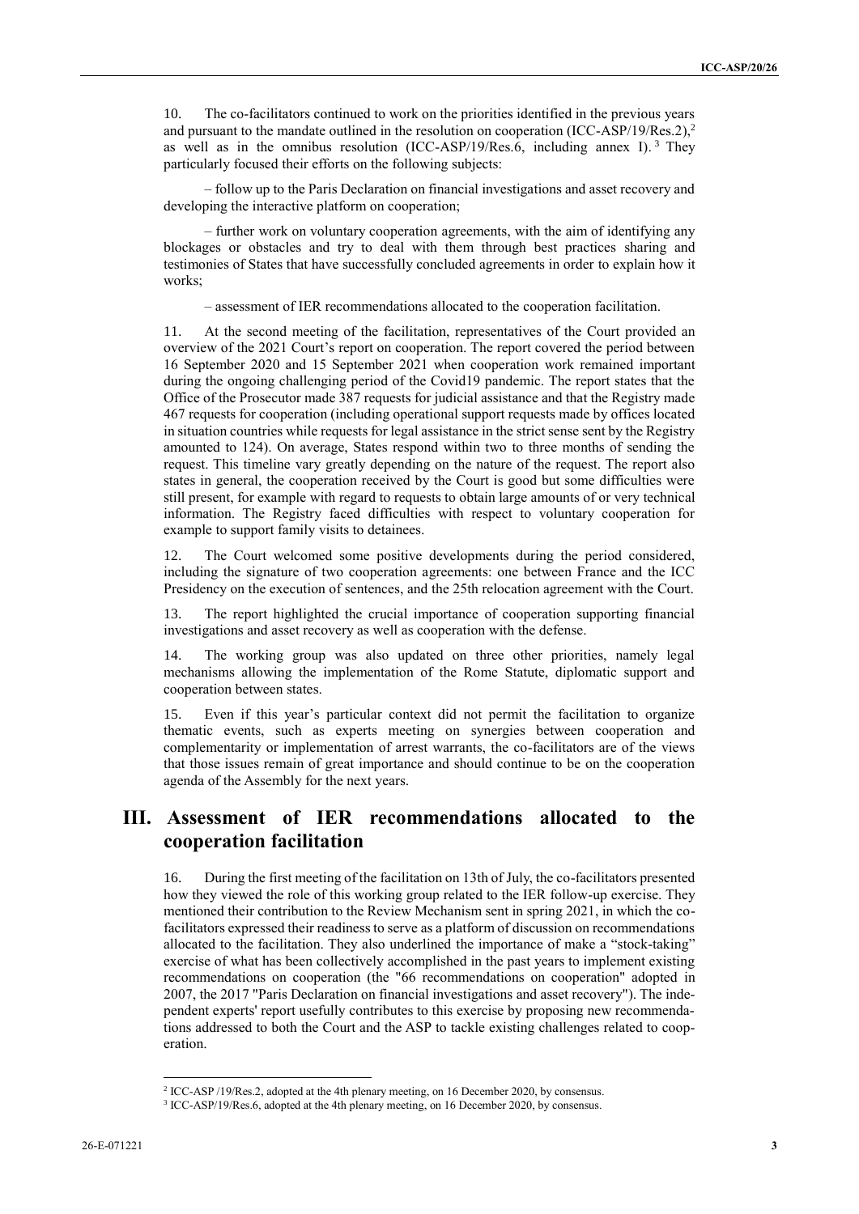10. The co-facilitators continued to work on the priorities identified in the previous years and pursuant to the mandate outlined in the resolution on cooperation (ICC-ASP/19/Res.2),[2] as well as in the omnibus resolution (ICC-ASP/19/Res.6, including annex I).[3] They particularly focused their efforts on the following subjects:

– follow up to the Paris Declaration on financial investigations and asset recovery and developing the interactive platform on cooperation;

– further work on voluntary cooperation agreements, with the aim of identifying any blockages or obstacles and try to deal with them through best practices sharing and testimonies of States that have successfully concluded agreements in order to explain how it works;

– assessment of IER recommendations allocated to the cooperation facilitation.

11. At the second meeting of the facilitation, representatives of the Court provided an overview of the 2021 Court's report on cooperation. The report covered the period between 16 September 2020 and 15 September 2021 when cooperation work remained important during the ongoing challenging period of the Covid19 pandemic. The report states that the Office of the Prosecutor made 387 requests for judicial assistance and that the Registry made 467 requests for cooperation (including operational support requests made by offices located in situation countries while requests for legal assistance in the strict sense sent by the Registry amounted to 124). On average, States respond within two to three months of sending the request. This timeline vary greatly depending on the nature of the request. The report also states in general, the cooperation received by the Court is good but some difficulties were still present, for example with regard to requests to obtain large amounts of or very technical information. The Registry faced difficulties with respect to voluntary cooperation for example to support family visits to detainees.

12. The Court welcomed some positive developments during the period considered, including the signature of two cooperation agreements: one between France and the ICC Presidency on the execution of sentences, and the 25th relocation agreement with the Court.

13. The report highlighted the crucial importance of cooperation supporting financial investigations and asset recovery as well as cooperation with the defense.

14. The working group was also updated on three other priorities, namely legal mechanisms allowing the implementation of the Rome Statute, diplomatic support and cooperation between states.

15. Even if this year's particular context did not permit the facilitation to organize thematic events, such as experts meeting on synergies between cooperation and complementarity or implementation of arrest warrants, the co-facilitators are of the views that those issues remain of great importance and should continue to be on the cooperation agenda of the Assembly for the next years.

# III. Assessment of IER recommendations allocated to the cooperation facilitation

16. During the first meeting of the facilitation on 13th of July, the co-facilitators presented how they viewed the role of this working group related to the IER follow-up exercise. They mentioned their contribution to the Review Mechanism sent in spring 2021, in which the co-facilitators expressed their readiness to serve as a platform of discussion on recommendations allocated to the facilitation. They also underlined the importance of make a "stock-taking" exercise of what has been collectively accomplished in the past years to implement existing recommendations on cooperation (the "66 recommendations on cooperation" adopted in 2007, the 2017 "Paris Declaration on financial investigations and asset recovery"). The independent experts' report usefully contributes to this exercise by proposing new recommendations addressed to both the Court and the ASP to tackle existing challenges related to cooperation.

[2] ICC-ASP /19/Res.2, adopted at the 4th plenary meeting, on 16 December 2020, by consensus.

[3] ICC-ASP/19/Res.6, adopted at the 4th plenary meeting, on 16 December 2020, by consensus.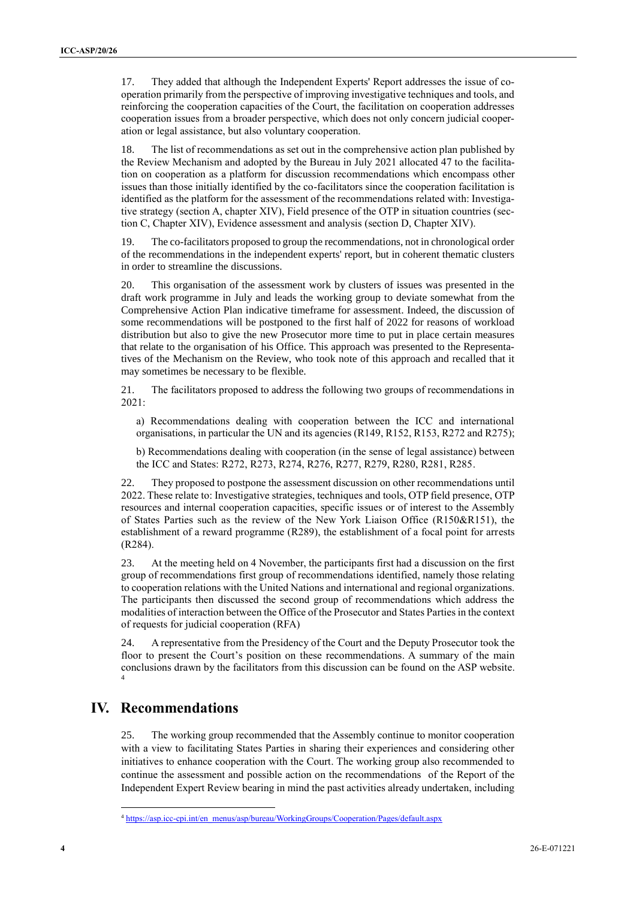17. They added that although the Independent Experts' Report addresses the issue of co-operation primarily from the perspective of improving investigative techniques and tools, and reinforcing the cooperation capacities of the Court, the facilitation on cooperation addresses cooperation issues from a broader perspective, which does not only concern judicial cooper-ation or legal assistance, but also voluntary cooperation.

18. The list of recommendations as set out in the comprehensive action plan published by the Review Mechanism and adopted by the Bureau in July 2021 allocated 47 to the facilita-tion on cooperation as a platform for discussion recommendations which encompass other issues than those initially identified by the co-facilitators since the cooperation facilitation is identified as the platform for the assessment of the recommendations related with: Investiga-tive strategy (section A, chapter XIV), Field presence of the OTP in situation countries (sec-tion C, Chapter XIV), Evidence assessment and analysis (section D, Chapter XIV).

19. The co-facilitators proposed to group the recommendations, not in chronological order of the recommendations in the independent experts' report, but in coherent thematic clusters in order to streamline the discussions.

20. This organisation of the assessment work by clusters of issues was presented in the draft work programme in July and leads the working group to deviate somewhat from the Comprehensive Action Plan indicative timeframe for assessment. Indeed, the discussion of some recommendations will be postponed to the first half of 2022 for reasons of workload distribution but also to give the new Prosecutor more time to put in place certain measures that relate to the organisation of his Office. This approach was presented to the Representa-tives of the Mechanism on the Review, who took note of this approach and recalled that it may sometimes be necessary to be flexible.

21. The facilitators proposed to address the following two groups of recommendations in 2021:

a) Recommendations dealing with cooperation between the ICC and international organisations, in particular the UN and its agencies (R149, R152, R153, R272 and R275);

b) Recommendations dealing with cooperation (in the sense of legal assistance) between the ICC and States: R272, R273, R274, R276, R277, R279, R280, R281, R285.

22. They proposed to postpone the assessment discussion on other recommendations until 2022. These relate to: Investigative strategies, techniques and tools, OTP field presence, OTP resources and internal cooperation capacities, specific issues or of interest to the Assembly of States Parties such as the review of the New York Liaison Office (R150&R151), the establishment of a reward programme (R289), the establishment of a focal point for arrests (R284).

23. At the meeting held on 4 November, the participants first had a discussion on the first group of recommendations first group of recommendations identified, namely those relating to cooperation relations with the United Nations and international and regional organizations. The participants then discussed the second group of recommendations which address the modalities of interaction between the Office of the Prosecutor and States Parties in the context of requests for judicial cooperation (RFA)

24. A representative from the Presidency of the Court and the Deputy Prosecutor took the floor to present the Court's position on these recommendations. A summary of the main conclusions drawn by the facilitators from this discussion can be found on the ASP website.[4]

# IV. Recommendations

25. The working group recommended that the Assembly continue to monitor cooperation with a view to facilitating States Parties in sharing their experiences and considering other initiatives to enhance cooperation with the Court. The working group also recommended to continue the assessment and possible action on the recommendations of the Report of the Independent Expert Review bearing in mind the past activities already undertaken, including

[4] https://asp.icc-cpi.int/en_menus/asp/bureau/WorkingGroups/Cooperation/Pages/default.aspx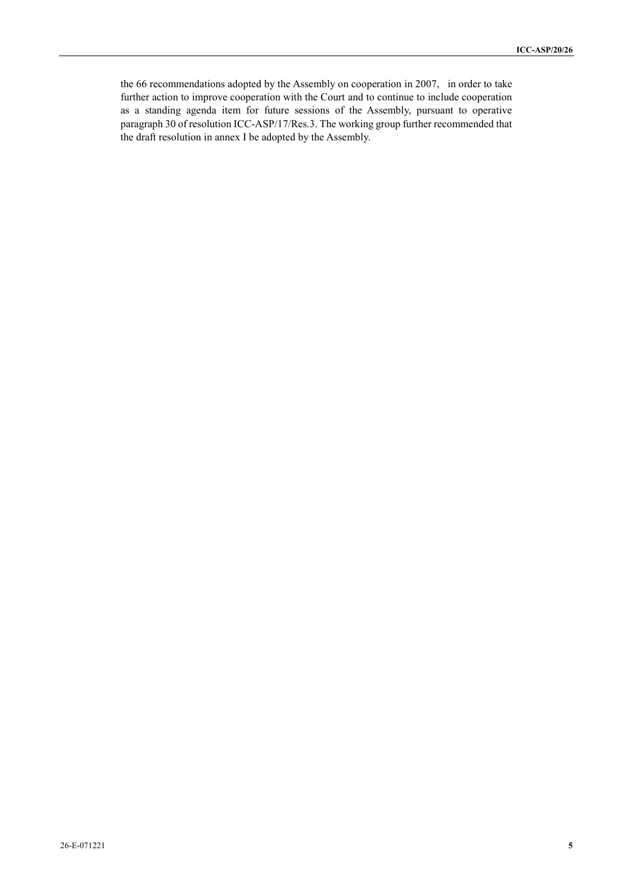the 66 recommendations adopted by the Assembly on cooperation in 2007, in order to take further action to improve cooperation with the Court and to continue to include cooperation as a standing agenda item for future sessions of the Assembly, pursuant to operative paragraph 30 of resolution ICC-ASP/17/Res.3. The working group further recommended that the draft resolution in annex I be adopted by the Assembly.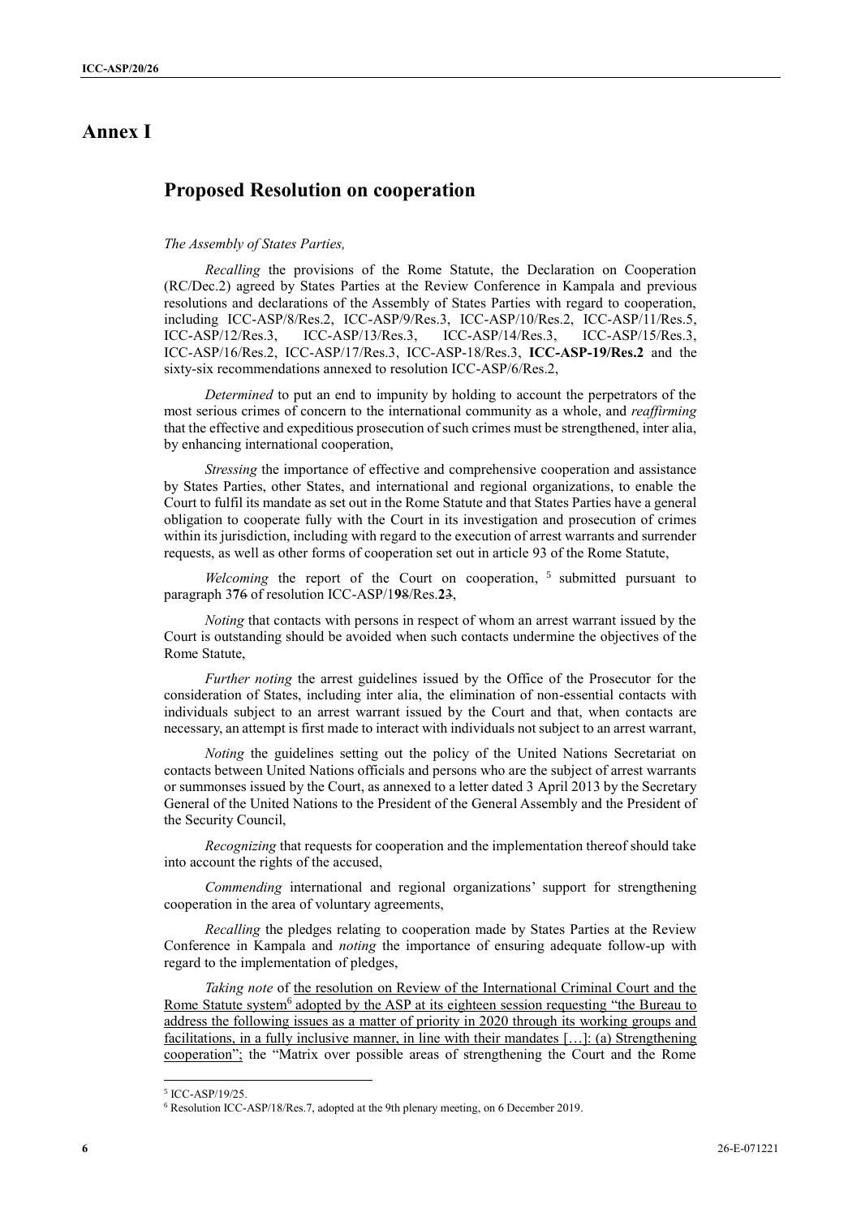# Annex I

## Proposed Resolution on cooperation

*The Assembly of States Parties,*

*Recalling* the provisions of the Rome Statute, the Declaration on Cooperation (RC/Dec.2) agreed by States Parties at the Review Conference in Kampala and previous resolutions and declarations of the Assembly of States Parties with regard to cooperation, including ICC-ASP/8/Res.2, ICC-ASP/9/Res.3, ICC-ASP/10/Res.2, ICC-ASP/11/Res.5, ICC-ASP/12/Res.3, ICC-ASP/13/Res.3, ICC-ASP/14/Res.3, ICC-ASP/15/Res.3, ICC-ASP/16/Res.2, ICC-ASP/17/Res.3, ICC-ASP-18/Res.3, **ICC-ASP-19/Res.2** and the sixty-six recommendations annexed to resolution ICC-ASP/6/Res.2,

*Determined* to put an end to impunity by holding to account the perpetrators of the most serious crimes of concern to the international community as a whole, and *reaffirming* that the effective and expeditious prosecution of such crimes must be strengthened, inter alia, by enhancing international cooperation,

*Stressing* the importance of effective and comprehensive cooperation and assistance by States Parties, other States, and international and regional organizations, to enable the Court to fulfil its mandate as set out in the Rome Statute and that States Parties have a general obligation to cooperate fully with the Court in its investigation and prosecution of crimes within its jurisdiction, including with regard to the execution of arrest warrants and surrender requests, as well as other forms of cooperation set out in article 93 of the Rome Statute,

*Welcoming* the report of the Court on cooperation, [5] submitted pursuant to paragraph 3~~6~~**7** of resolution ICC-ASP/1~~8~~**9**/Res.~~3~~**2**,

*Noting* that contacts with persons in respect of whom an arrest warrant issued by the Court is outstanding should be avoided when such contacts undermine the objectives of the Rome Statute,

*Further noting* the arrest guidelines issued by the Office of the Prosecutor for the consideration of States, including inter alia, the elimination of non-essential contacts with individuals subject to an arrest warrant issued by the Court and that, when contacts are necessary, an attempt is first made to interact with individuals not subject to an arrest warrant,

*Noting* the guidelines setting out the policy of the United Nations Secretariat on contacts between United Nations officials and persons who are the subject of arrest warrants or summonses issued by the Court, as annexed to a letter dated 3 April 2013 by the Secretary General of the United Nations to the President of the General Assembly and the President of the Security Council,

*Recognizing* that requests for cooperation and the implementation thereof should take into account the rights of the accused,

*Commending* international and regional organizations' support for strengthening cooperation in the area of voluntary agreements,

*Recalling* the pledges relating to cooperation made by States Parties at the Review Conference in Kampala and *noting* the importance of ensuring adequate follow-up with regard to the implementation of pledges,

*Taking note* of the resolution on Review of the International Criminal Court and the Rome Statute system[6] adopted by the ASP at its eighteen session requesting "the Bureau to address the following issues as a matter of priority in 2020 through its working groups and facilitations, in a fully inclusive manner, in line with their mandates […]: (a) Strengthening cooperation"; the "Matrix over possible areas of strengthening the Court and the Rome

---

[5] ICC-ASP/19/25.

[6] Resolution ICC-ASP/18/Res.7, adopted at the 9th plenary meeting, on 6 December 2019.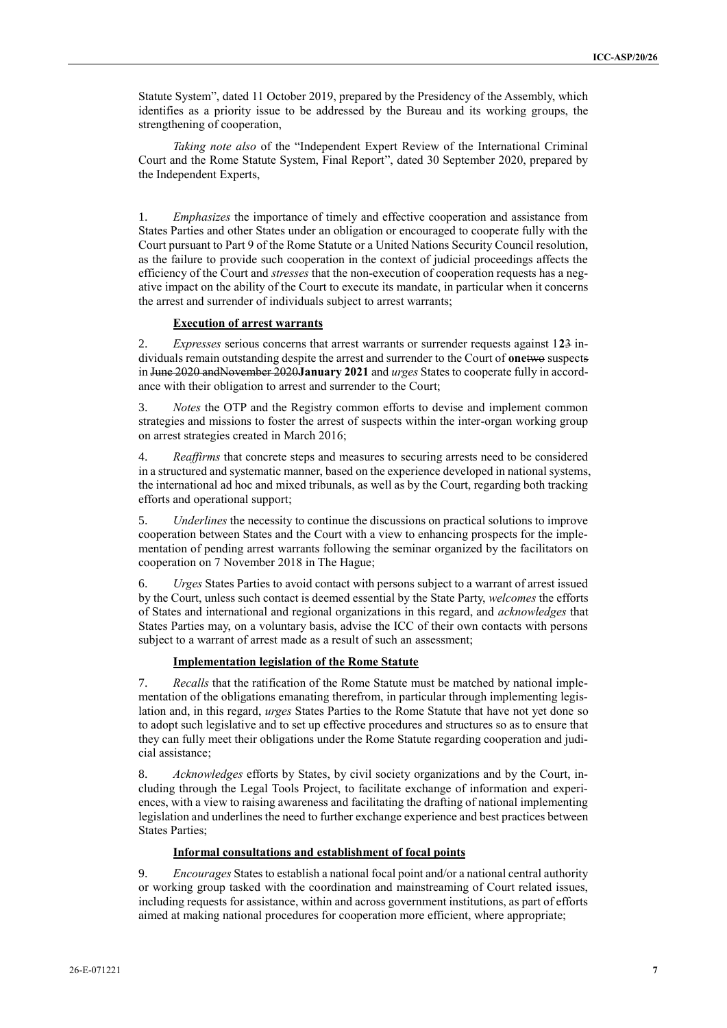Statute System", dated 11 October 2019, prepared by the Presidency of the Assembly, which identifies as a priority issue to be addressed by the Bureau and its working groups, the strengthening of cooperation,

*Taking note also* of the "Independent Expert Review of the International Criminal Court and the Rome Statute System, Final Report", dated 30 September 2020, prepared by the Independent Experts,

1. *Emphasizes* the importance of timely and effective cooperation and assistance from States Parties and other States under an obligation or encouraged to cooperate fully with the Court pursuant to Part 9 of the Rome Statute or a United Nations Security Council resolution, as the failure to provide such cooperation in the context of judicial proceedings affects the efficiency of the Court and *stresses* that the non-execution of cooperation requests has a negative impact on the ability of the Court to execute its mandate, in particular when it concerns the arrest and surrender of individuals subject to arrest warrants;

**Execution of arrest warrants**

2. *Expresses* serious concerns that arrest warrants or surrender requests against 1**2**~~3~~ individuals remain outstanding despite the arrest and surrender to the Court of **one**~~two~~ suspect~~s~~ in ~~June 2020 and~~~~November 2020~~**January 2021** and *urges* States to cooperate fully in accordance with their obligation to arrest and surrender to the Court;

3. *Notes* the OTP and the Registry common efforts to devise and implement common strategies and missions to foster the arrest of suspects within the inter-organ working group on arrest strategies created in March 2016;

4. *Reaffirms* that concrete steps and measures to securing arrests need to be considered in a structured and systematic manner, based on the experience developed in national systems, the international ad hoc and mixed tribunals, as well as by the Court, regarding both tracking efforts and operational support;

5. *Underlines* the necessity to continue the discussions on practical solutions to improve cooperation between States and the Court with a view to enhancing prospects for the implementation of pending arrest warrants following the seminar organized by the facilitators on cooperation on 7 November 2018 in The Hague;

6. *Urges* States Parties to avoid contact with persons subject to a warrant of arrest issued by the Court, unless such contact is deemed essential by the State Party, *welcomes* the efforts of States and international and regional organizations in this regard, and *acknowledges* that States Parties may, on a voluntary basis, advise the ICC of their own contacts with persons subject to a warrant of arrest made as a result of such an assessment;

**Implementation legislation of the Rome Statute**

7. *Recalls* that the ratification of the Rome Statute must be matched by national implementation of the obligations emanating therefrom, in particular through implementing legislation and, in this regard, *urges* States Parties to the Rome Statute that have not yet done so to adopt such legislative and to set up effective procedures and structures so as to ensure that they can fully meet their obligations under the Rome Statute regarding cooperation and judicial assistance;

8. *Acknowledges* efforts by States, by civil society organizations and by the Court, including through the Legal Tools Project, to facilitate exchange of information and experiences, with a view to raising awareness and facilitating the drafting of national implementing legislation and underlines the need to further exchange experience and best practices between States Parties;

**Informal consultations and establishment of focal points**

9. *Encourages* States to establish a national focal point and/or a national central authority or working group tasked with the coordination and mainstreaming of Court related issues, including requests for assistance, within and across government institutions, as part of efforts aimed at making national procedures for cooperation more efficient, where appropriate;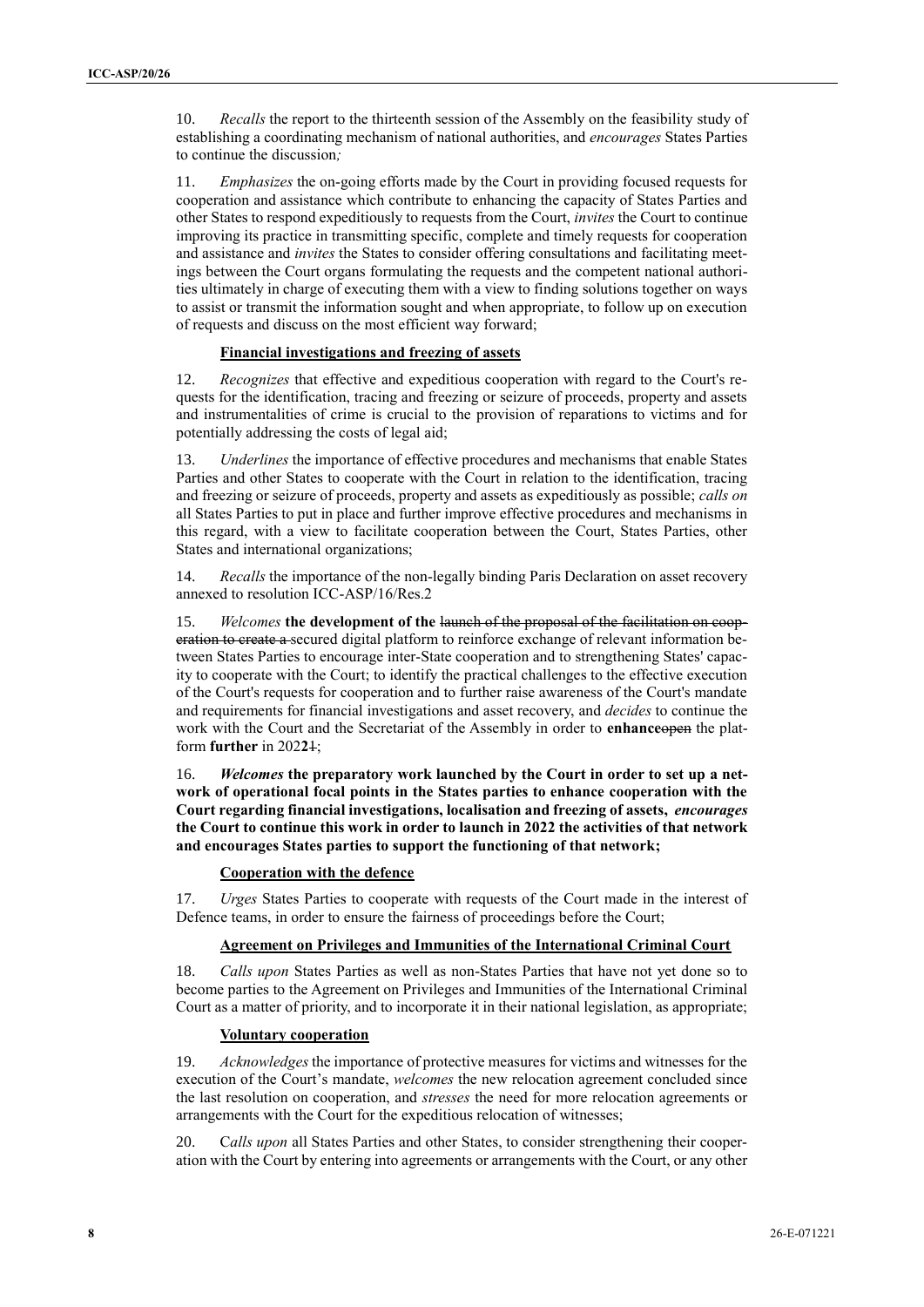10. *Recalls* the report to the thirteenth session of the Assembly on the feasibility study of establishing a coordinating mechanism of national authorities, and *encourages* States Parties to continue the discussion*;*

11. *Emphasizes* the on-going efforts made by the Court in providing focused requests for cooperation and assistance which contribute to enhancing the capacity of States Parties and other States to respond expeditiously to requests from the Court, *invites* the Court to continue improving its practice in transmitting specific, complete and timely requests for cooperation and assistance and *invites* the States to consider offering consultations and facilitating meetings between the Court organs formulating the requests and the competent national authorities ultimately in charge of executing them with a view to finding solutions together on ways to assist or transmit the information sought and when appropriate, to follow up on execution of requests and discuss on the most efficient way forward;

**Financial investigations and freezing of assets**

12. *Recognizes* that effective and expeditious cooperation with regard to the Court's requests for the identification, tracing and freezing or seizure of proceeds, property and assets and instrumentalities of crime is crucial to the provision of reparations to victims and for potentially addressing the costs of legal aid;

13. *Underlines* the importance of effective procedures and mechanisms that enable States Parties and other States to cooperate with the Court in relation to the identification, tracing and freezing or seizure of proceeds, property and assets as expeditiously as possible; *calls on* all States Parties to put in place and further improve effective procedures and mechanisms in this regard, with a view to facilitate cooperation between the Court, States Parties, other States and international organizations;

14. *Recalls* the importance of the non-legally binding Paris Declaration on asset recovery annexed to resolution ICC-ASP/16/Res.2

15. *Welcomes* **the development of the** ~~launch of the proposal of the facilitation on cooperation to create a~~ secured digital platform to reinforce exchange of relevant information between States Parties to encourage inter-State cooperation and to strengthening States' capacity to cooperate with the Court; to identify the practical challenges to the effective execution of the Court's requests for cooperation and to further raise awareness of the Court's mandate and requirements for financial investigations and asset recovery, and *decides* to continue the work with the Court and the Secretariat of the Assembly in order to **enhance**~~open~~ the platform **further** in 202**2**~~1~~;

16. ***Welcomes* the preparatory work launched by the Court in order to set up a network of operational focal points in the States parties to enhance cooperation with the Court regarding financial investigations, localisation and freezing of assets, *encourages* the Court to continue this work in order to launch in 2022 the activities of that network and encourages States parties to support the functioning of that network;**

**Cooperation with the defence**

17. *Urges* States Parties to cooperate with requests of the Court made in the interest of Defence teams, in order to ensure the fairness of proceedings before the Court;

**Agreement on Privileges and Immunities of the International Criminal Court**

18. *Calls upon* States Parties as well as non-States Parties that have not yet done so to become parties to the Agreement on Privileges and Immunities of the International Criminal Court as a matter of priority, and to incorporate it in their national legislation, as appropriate;

**Voluntary cooperation**

19. *Acknowledges* the importance of protective measures for victims and witnesses for the execution of the Court's mandate, *welcomes* the new relocation agreement concluded since the last resolution on cooperation, and *stresses* the need for more relocation agreements or arrangements with the Court for the expeditious relocation of witnesses;

20. C*alls upon* all States Parties and other States, to consider strengthening their cooperation with the Court by entering into agreements or arrangements with the Court, or any other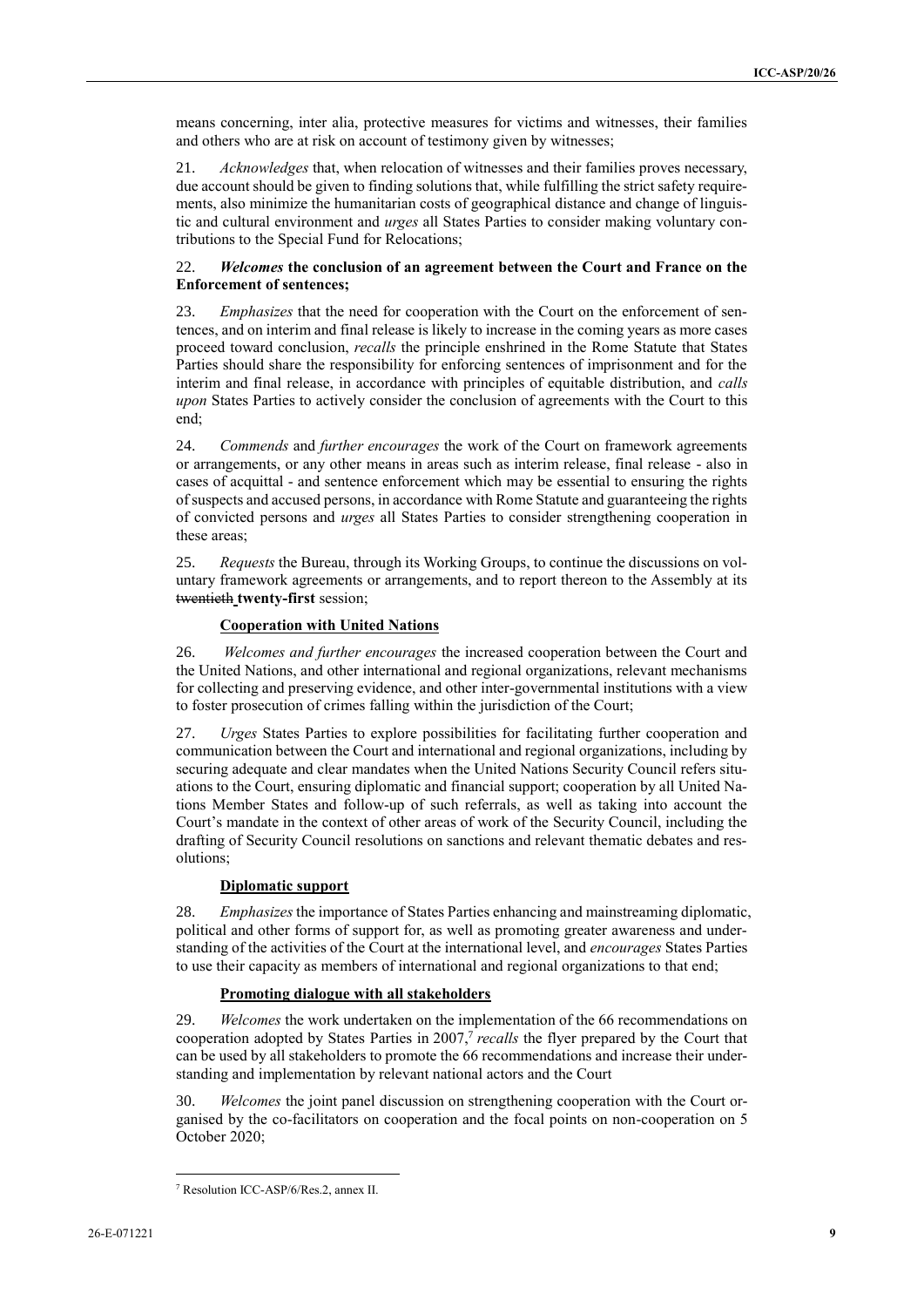means concerning, inter alia, protective measures for victims and witnesses, their families and others who are at risk on account of testimony given by witnesses;

21. *Acknowledges* that, when relocation of witnesses and their families proves necessary, due account should be given to finding solutions that, while fulfilling the strict safety requirements, also minimize the humanitarian costs of geographical distance and change of linguistic and cultural environment and *urges* all States Parties to consider making voluntary contributions to the Special Fund for Relocations;

22. ***Welcomes* the conclusion of an agreement between the Court and France on the Enforcement of sentences;**

23. *Emphasizes* that the need for cooperation with the Court on the enforcement of sentences, and on interim and final release is likely to increase in the coming years as more cases proceed toward conclusion, *recalls* the principle enshrined in the Rome Statute that States Parties should share the responsibility for enforcing sentences of imprisonment and for the interim and final release, in accordance with principles of equitable distribution, and *calls upon* States Parties to actively consider the conclusion of agreements with the Court to this end;

24. *Commends* and *further encourages* the work of the Court on framework agreements or arrangements, or any other means in areas such as interim release, final release - also in cases of acquittal - and sentence enforcement which may be essential to ensuring the rights of suspects and accused persons, in accordance with Rome Statute and guaranteeing the rights of convicted persons and *urges* all States Parties to consider strengthening cooperation in these areas;

25. *Requests* the Bureau, through its Working Groups, to continue the discussions on voluntary framework agreements or arrangements, and to report thereon to the Assembly at its ~~twentieth~~ **twenty-first** session;

**Cooperation with United Nations**

26. *Welcomes and further encourages* the increased cooperation between the Court and the United Nations, and other international and regional organizations, relevant mechanisms for collecting and preserving evidence, and other inter-governmental institutions with a view to foster prosecution of crimes falling within the jurisdiction of the Court;

27. *Urges* States Parties to explore possibilities for facilitating further cooperation and communication between the Court and international and regional organizations, including by securing adequate and clear mandates when the United Nations Security Council refers situations to the Court, ensuring diplomatic and financial support; cooperation by all United Nations Member States and follow-up of such referrals, as well as taking into account the Court's mandate in the context of other areas of work of the Security Council, including the drafting of Security Council resolutions on sanctions and relevant thematic debates and resolutions;

**Diplomatic support**

28. *Emphasizes* the importance of States Parties enhancing and mainstreaming diplomatic, political and other forms of support for, as well as promoting greater awareness and understanding of the activities of the Court at the international level, and *encourages* States Parties to use their capacity as members of international and regional organizations to that end;

**Promoting dialogue with all stakeholders**

29. *Welcomes* the work undertaken on the implementation of the 66 recommendations on cooperation adopted by States Parties in 2007,[7] *recalls* the flyer prepared by the Court that can be used by all stakeholders to promote the 66 recommendations and increase their understanding and implementation by relevant national actors and the Court

30. *Welcomes* the joint panel discussion on strengthening cooperation with the Court organised by the co-facilitators on cooperation and the focal points on non-cooperation on 5 October 2020;

---

[7] Resolution ICC-ASP/6/Res.2, annex II.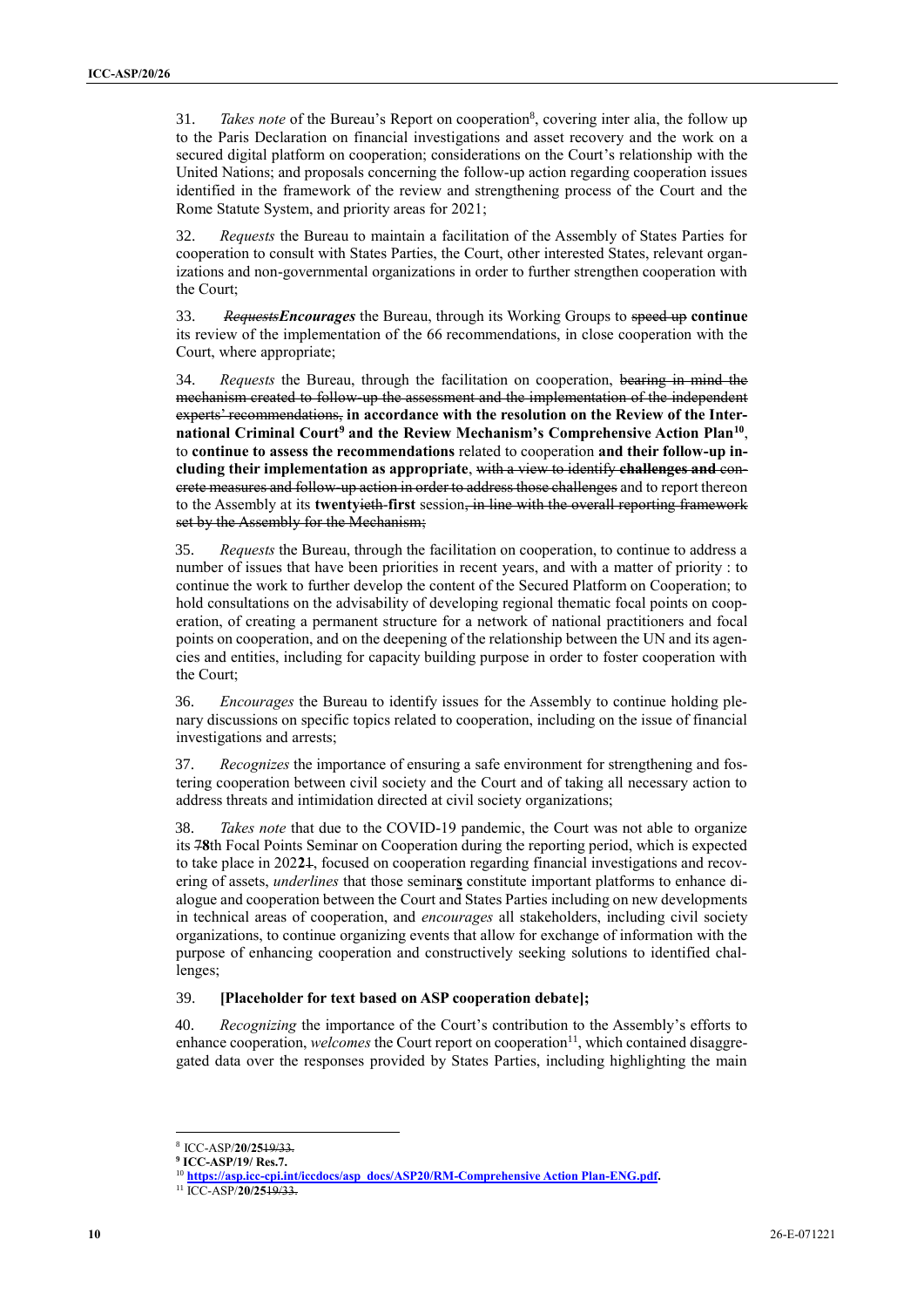31. *Takes note* of the Bureau's Report on cooperation[8], covering inter alia, the follow up to the Paris Declaration on financial investigations and asset recovery and the work on a secured digital platform on cooperation; considerations on the Court's relationship with the United Nations; and proposals concerning the follow-up action regarding cooperation issues identified in the framework of the review and strengthening process of the Court and the Rome Statute System, and priority areas for 2021;

32. *Requests* the Bureau to maintain a facilitation of the Assembly of States Parties for cooperation to consult with States Parties, the Court, other interested States, relevant organizations and non-governmental organizations in order to further strengthen cooperation with the Court;

33. ~~*Requests*~~***Encourages*** the Bureau, through its Working Groups to ~~speed up~~ **continue** its review of the implementation of the 66 recommendations, in close cooperation with the Court, where appropriate;

34. *Requests* the Bureau, through the facilitation on cooperation, ~~bearing in mind the mechanism created to follow-up the assessment and the implementation of the independent experts' recommendations,~~ **in accordance with the resolution on the Review of the International Criminal Court[9] and the Review Mechanism's Comprehensive Action Plan[10]**, to **continue to assess the recommendations** related to cooperation **and their follow-up including their implementation as appropriate**, ~~with a view to identify **challenges and** concrete measures and follow-up action in order to address those challenges~~ and to report thereon to the Assembly at its **twenty**~~ieth~~ **first** session~~, in line with the overall reporting framework set by the Assembly for the Mechanism~~;

35. *Requests* the Bureau, through the facilitation on cooperation, to continue to address a number of issues that have been priorities in recent years, and with a matter of priority : to continue the work to further develop the content of the Secured Platform on Cooperation; to hold consultations on the advisability of developing regional thematic focal points on cooperation, of creating a permanent structure for a network of national practitioners and focal points on cooperation, and on the deepening of the relationship between the UN and its agencies and entities, including for capacity building purpose in order to foster cooperation with the Court;

36. *Encourages* the Bureau to identify issues for the Assembly to continue holding plenary discussions on specific topics related to cooperation, including on the issue of financial investigations and arrests;

37. *Recognizes* the importance of ensuring a safe environment for strengthening and fostering cooperation between civil society and the Court and of taking all necessary action to address threats and intimidation directed at civil society organizations;

38. *Takes note* that due to the COVID-19 pandemic, the Court was not able to organize its ~~7~~**8**th Focal Points Seminar on Cooperation during the reporting period, which is expected to take place in 202**2**~~1~~, focused on cooperation regarding financial investigations and recovering of assets, *underlines* that those seminar**s** constitute important platforms to enhance dialogue and cooperation between the Court and States Parties including on new developments in technical areas of cooperation, and *encourages* all stakeholders, including civil society organizations, to continue organizing events that allow for exchange of information with the purpose of enhancing cooperation and constructively seeking solutions to identified challenges;

39. **[Placeholder for text based on ASP cooperation debate];**

40. *Recognizing* the importance of the Court's contribution to the Assembly's efforts to enhance cooperation, *welcomes* the Court report on cooperation[11], which contained disaggregated data over the responses provided by States Parties, including highlighting the main

---

[8] ICC-ASP/**20/25**~~19/33~~.

[9] **ICC-ASP/19/ Res.7.**

[10] **https://asp.icc-cpi.int/iccdocs/asp_docs/ASP20/RM-Comprehensive Action Plan-ENG.pdf.**

[11] ICC-ASP/**20/25**~~19/33~~.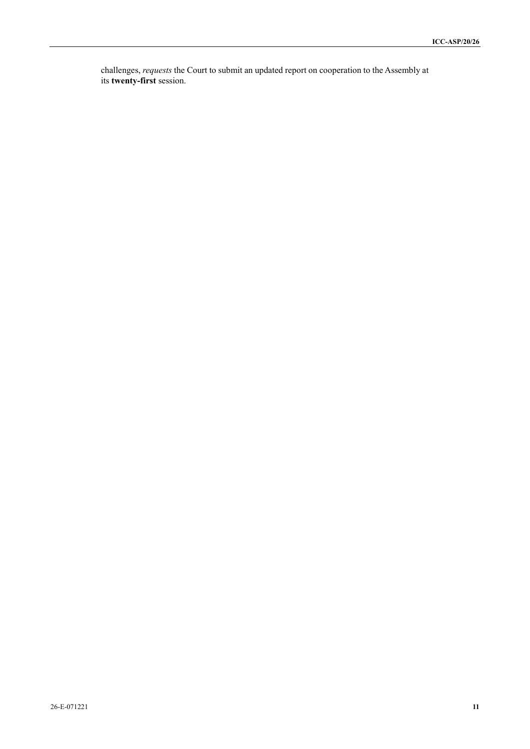challenges, *requests* the Court to submit an updated report on cooperation to the Assembly at its **twenty-first** session.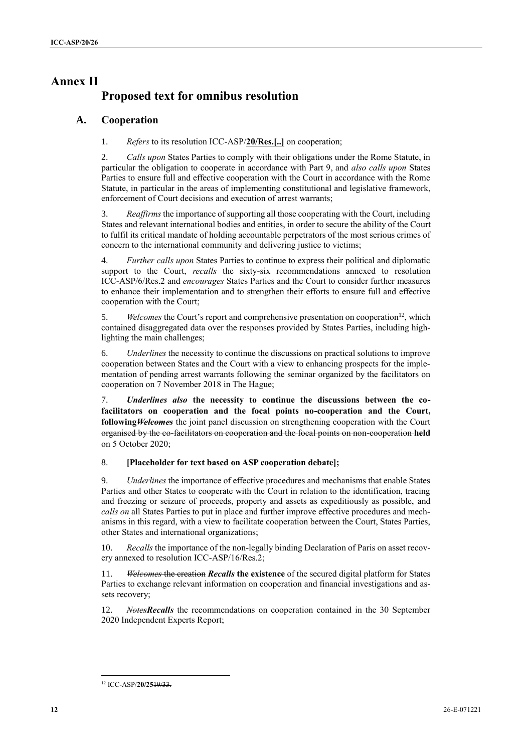# Annex II

## Proposed text for omnibus resolution

### A. Cooperation

1. *Refers* to its resolution ICC-ASP/**20/Res.[..]** on cooperation;

2. *Calls upon* States Parties to comply with their obligations under the Rome Statute, in particular the obligation to cooperate in accordance with Part 9, and *also calls upon* States Parties to ensure full and effective cooperation with the Court in accordance with the Rome Statute, in particular in the areas of implementing constitutional and legislative framework, enforcement of Court decisions and execution of arrest warrants;

3. *Reaffirms* the importance of supporting all those cooperating with the Court, including States and relevant international bodies and entities, in order to secure the ability of the Court to fulfil its critical mandate of holding accountable perpetrators of the most serious crimes of concern to the international community and delivering justice to victims;

4. *Further calls upon* States Parties to continue to express their political and diplomatic support to the Court, *recalls* the sixty-six recommendations annexed to resolution ICC-ASP/6/Res.2 and *encourages* States Parties and the Court to consider further measures to enhance their implementation and to strengthen their efforts to ensure full and effective cooperation with the Court;

5. *Welcomes* the Court's report and comprehensive presentation on cooperation[12], which contained disaggregated data over the responses provided by States Parties, including highlighting the main challenges;

6. *Underlines* the necessity to continue the discussions on practical solutions to improve cooperation between States and the Court with a view to enhancing prospects for the implementation of pending arrest warrants following the seminar organized by the facilitators on cooperation on 7 November 2018 in The Hague;

7. ***Underlines also* the necessity to continue the discussions between the co-facilitators on cooperation and the focal points no-cooperation and the Court, following**~~*Welcomes*~~ the joint panel discussion on strengthening cooperation with the Court ~~organised by the co-facilitators on cooperation and the focal points on non-cooperation~~ **held** on 5 October 2020;

8. **[Placeholder for text based on ASP cooperation debate];**

9. *Underlines* the importance of effective procedures and mechanisms that enable States Parties and other States to cooperate with the Court in relation to the identification, tracing and freezing or seizure of proceeds, property and assets as expeditiously as possible, and *calls on* all States Parties to put in place and further improve effective procedures and mechanisms in this regard, with a view to facilitate cooperation between the Court, States Parties, other States and international organizations;

10. *Recalls* the importance of the non-legally binding Declaration of Paris on asset recovery annexed to resolution ICC-ASP/16/Res.2;

11. ~~*Welcomes* the creation~~ ***Recalls* the existence** of the secured digital platform for States Parties to exchange relevant information on cooperation and financial investigations and assets recovery;

12. ~~*Notes*~~***Recalls*** the recommendations on cooperation contained in the 30 September 2020 Independent Experts Report;

[12] ICC-ASP/**20/25**~~19/33.~~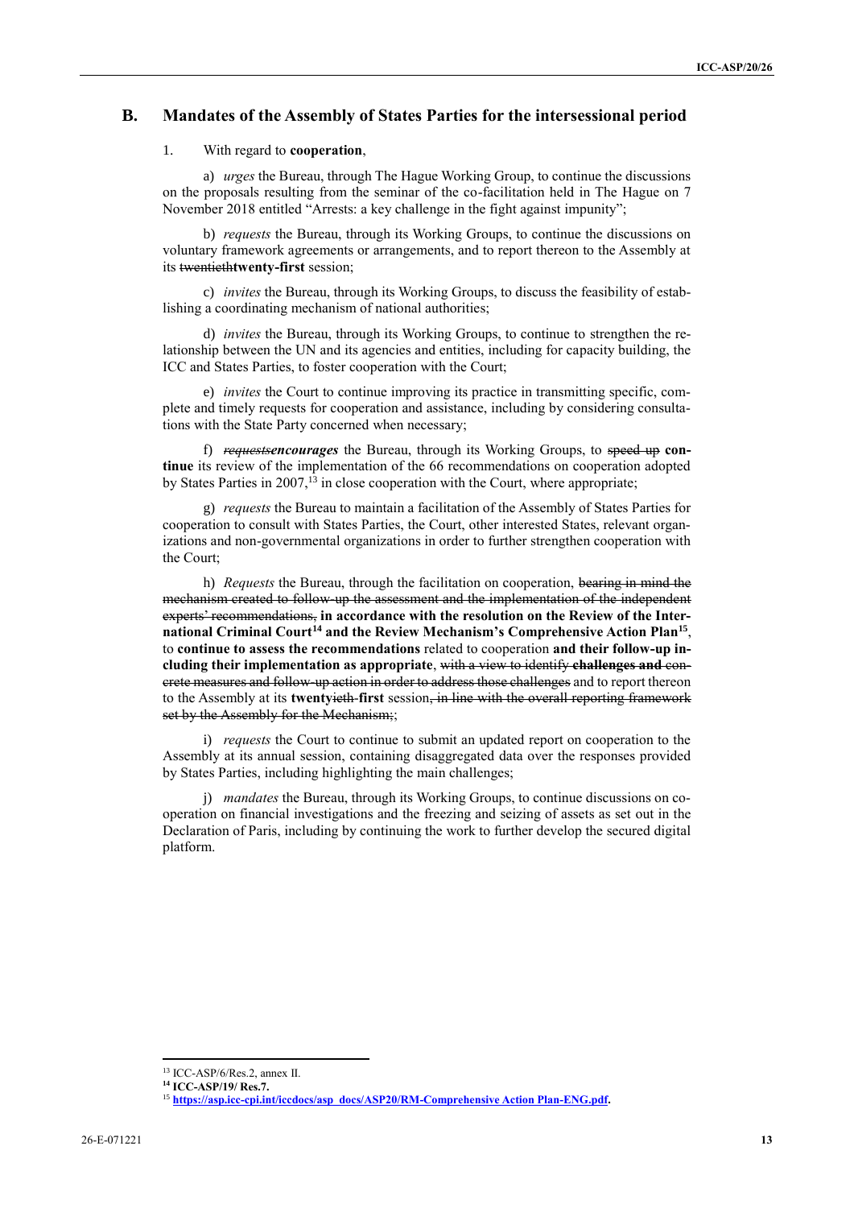## B. Mandates of the Assembly of States Parties for the intersessional period

1. With regard to **cooperation**,

a) *urges* the Bureau, through The Hague Working Group, to continue the discussions on the proposals resulting from the seminar of the co-facilitation held in The Hague on 7 November 2018 entitled "Arrests: a key challenge in the fight against impunity";

b) *requests* the Bureau, through its Working Groups, to continue the discussions on voluntary framework agreements or arrangements, and to report thereon to the Assembly at its ~~twentieth~~**twenty-first** session;

c) *invites* the Bureau, through its Working Groups, to discuss the feasibility of establishing a coordinating mechanism of national authorities;

d) *invites* the Bureau, through its Working Groups, to continue to strengthen the relationship between the UN and its agencies and entities, including for capacity building, the ICC and States Parties, to foster cooperation with the Court;

e) *invites* the Court to continue improving its practice in transmitting specific, complete and timely requests for cooperation and assistance, including by considering consultations with the State Party concerned when necessary;

f) *~~requests~~**encourages*** the Bureau, through its Working Groups, to ~~speed up~~ **continue** its review of the implementation of the 66 recommendations on cooperation adopted by States Parties in 2007,[13] in close cooperation with the Court, where appropriate;

g) *requests* the Bureau to maintain a facilitation of the Assembly of States Parties for cooperation to consult with States Parties, the Court, other interested States, relevant organizations and non-governmental organizations in order to further strengthen cooperation with the Court;

h) *Requests* the Bureau, through the facilitation on cooperation, ~~bearing in mind the mechanism created to follow-up the assessment and the implementation of the independent experts' recommendations,~~ **in accordance with the resolution on the Review of the International Criminal Court**[14] **and the Review Mechanism's Comprehensive Action Plan**[15], to **continue to assess the recommendations** related to cooperation **and their follow-up including their implementation as appropriate**, ~~with a view to identify~~ **~~challenges and~~** ~~concrete measures and follow-up action in order to address those challenges~~ and to report thereon to the Assembly at its **twenty**~~ieth~~**-first** session~~, in line with the overall reporting framework set by the Assembly for the Mechanism;~~;

i) *requests* the Court to continue to submit an updated report on cooperation to the Assembly at its annual session, containing disaggregated data over the responses provided by States Parties, including highlighting the main challenges;

j) *mandates* the Bureau, through its Working Groups, to continue discussions on cooperation on financial investigations and the freezing and seizing of assets as set out in the Declaration of Paris, including by continuing the work to further develop the secured digital platform.

---

[13] ICC-ASP/6/Res.2, annex II.

**[14] ICC-ASP/19/ Res.7.**

[15] **https://asp.icc-cpi.int/iccdocs/asp_docs/ASP20/RM-Comprehensive Action Plan-ENG.pdf.**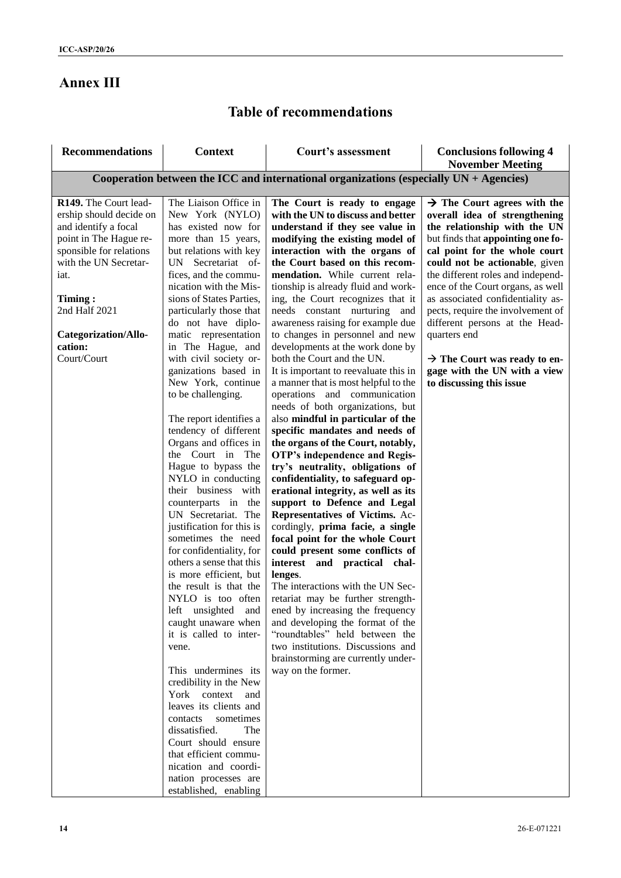# Annex III

## Table of recommendations

| Recommendations | Context | Court's assessment | Conclusions following 4 November Meeting |
|---|---|---|---|
| **Cooperation between the ICC and international organizations (especially UN + Agencies)** | | | |
| **R149.** The Court leadership should decide on and identify a focal point in The Hague responsible for relations with the UN Secretariat.<br><br>**Timing :**<br>2nd Half 2021<br><br>**Categorization/Allocation:**<br>Court/Court | The Liaison Office in New York (NYLO) has existed now for more than 15 years, but relations with key UN Secretariat offices, and the communication with the Missions of States Parties, particularly those that do not have diplomatic representation in The Hague, and with civil society organizations based in New York, continue to be challenging.<br><br>The report identifies a tendency of different Organs and offices in the Court in The Hague to bypass the NYLO in conducting their business with counterparts in the UN Secretariat. The justification for this is sometimes the need for confidentiality, for others a sense that this is more efficient, but the result is that the NYLO is too often left unsighted and caught unaware when it is called to intervene.<br><br>This undermines its credibility in the New York context and leaves its clients and contacts sometimes dissatisfied. The Court should ensure that efficient communication and coordination processes are established, enabling | **The Court is ready to engage with the UN to discuss and better understand if they see value in modifying the existing model of interaction with the organs of the Court based on this recommendation.** While current relationship is already fluid and working, the Court recognizes that it needs constant nurturing and awareness raising for example due to changes in personnel and new developments at the work done by both the Court and the UN.<br>It is important to reevaluate this in a manner that is most helpful to the operations and communication needs of both organizations, but also **mindful in particular of the specific mandates and needs of the organs of the Court, notably, OTP's independence and Registry's neutrality, obligations of confidentiality, to safeguard operational integrity, as well as its support to Defence and Legal Representatives of Victims.** Accordingly, **prima facie, a single focal point for the whole Court could present some conflicts of interest and practical challenges**.<br>The interactions with the UN Secretariat may be further strengthened by increasing the frequency and developing the format of the "roundtables" held between the two institutions. Discussions and brainstorming are currently underway on the former. | → **The Court agrees with the overall idea of strengthening the relationship with the UN** but finds that **appointing one focal point for the whole court could not be actionable**, given the different roles and independence of the Court organs, as well as associated confidentiality aspects, require the involvement of different persons at the Headquarters end<br><br>→ **The Court was ready to engage with the UN with a view to discussing this issue** |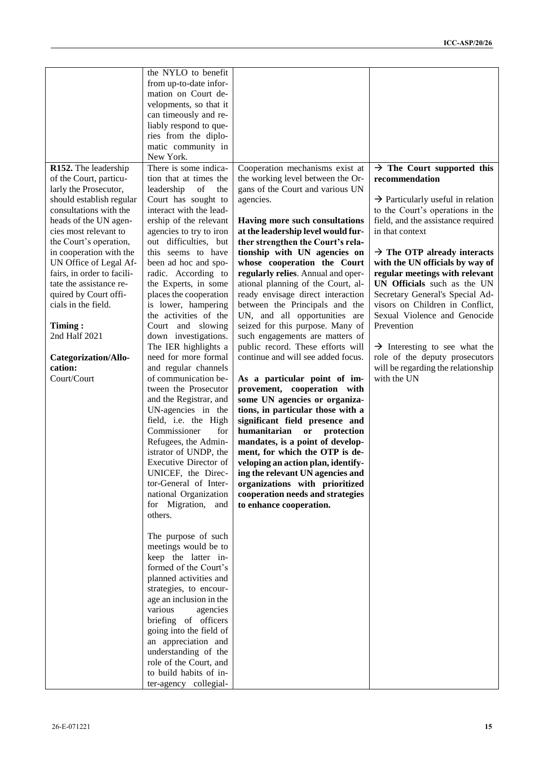| | | | |
|---|---|---|---|
| | the NYLO to benefit from up-to-date information on Court developments, so that it can timeously and reliably respond to queries from the diplomatic community in New York. | | |
| **R152.** The leadership of the Court, particularly the Prosecutor, should establish regular consultations with the heads of the UN agencies most relevant to the Court's operation, in cooperation with the UN Office of Legal Affairs, in order to facilitate the assistance required by Court officials in the field.<br><br>**Timing :**<br>2nd Half 2021<br><br>**Categorization/Allocation:**<br>Court/Court | There is some indication that at times the leadership of the Court has sought to interact with the leadership of the relevant agencies to try to iron out difficulties, but this seems to have been ad hoc and sporadic. According to the Experts, in some places the cooperation is lower, hampering the activities of the Court and slowing down investigations. The IER highlights a need for more formal and regular channels of communication between the Prosecutor and the Registrar, and UN-agencies in the field, i.e. the High Commissioner for Refugees, the Administrator of UNDP, the Executive Director of UNICEF, the Director-General of International Organization for Migration, and others.<br><br>The purpose of such meetings would be to keep the latter informed of the Court's planned activities and strategies, to encourage an inclusion in the various agencies briefing of officers going into the field of an appreciation and understanding of the role of the Court, and to build habits of inter-agency collegial- | Cooperation mechanisms exist at the working level between the Organs of the Court and various UN agencies.<br><br>**Having more such consultations at the leadership level would further strengthen the Court's relationship with UN agencies on whose cooperation the Court regularly relies**. Annual and operational planning of the Court, already envisage direct interaction between the Principals and the UN, and all opportunities are seized for this purpose. Many of such engagements are matters of public record. These efforts will continue and will see added focus.<br><br>**As a particular point of improvement, cooperation with some UN agencies or organizations, in particular those with a significant field presence and humanitarian or protection mandates, is a point of development, for which the OTP is developing an action plan, identifying the relevant UN agencies and organizations with prioritized cooperation needs and strategies to enhance cooperation.** | → **The Court supported this recommendation**<br><br>→ Particularly useful in relation to the Court's operations in the field, and the assistance required in that context<br><br>→ **The OTP already interacts with the UN officials by way of regular meetings with relevant UN Officials** such as the UN Secretary General's Special Advisors on Children in Conflict, Sexual Violence and Genocide Prevention<br><br>→ Interesting to see what the role of the deputy prosecutors will be regarding the relationship with the UN |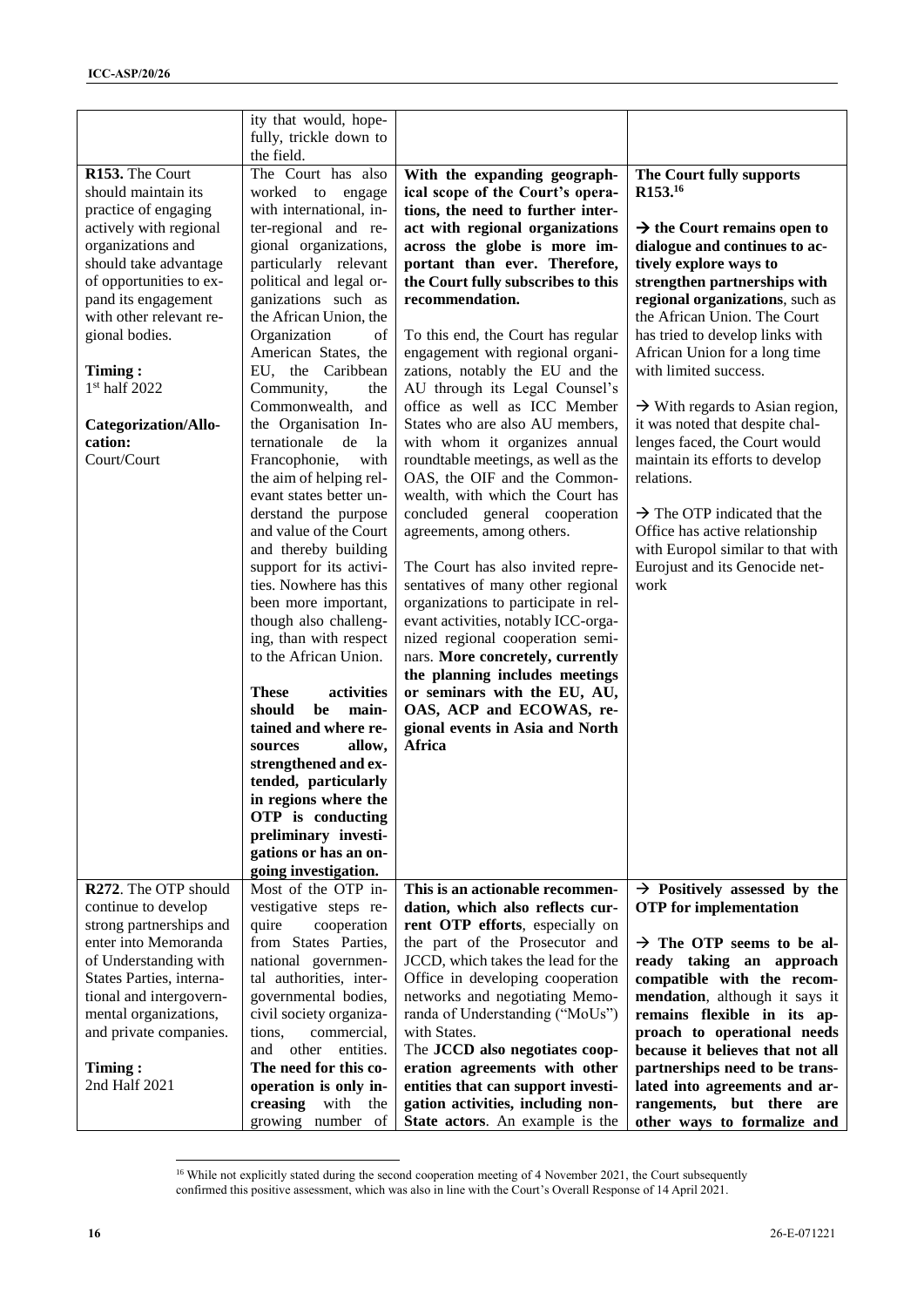| | | | |
|---|---|---|---|
| | ity that would, hopefully, trickle down to the field. | | |
| **R153.** The Court should maintain its practice of engaging actively with regional organizations and should take advantage of opportunities to expand its engagement with other relevant regional bodies.<br><br>**Timing :**<br>1st half 2022<br><br>**Categorization/Allocation:**<br>Court/Court | The Court has also worked to engage with international, inter-regional and regional organizations, particularly relevant political and legal organizations such as the African Union, the Organization of American States, the EU, the Caribbean Community, the Commonwealth, and the Organisation Internationale de la Francophonie, with the aim of helping relevant states better understand the purpose and value of the Court and thereby building support for its activities. Nowhere has this been more important, though also challenging, than with respect to the African Union.<br><br>**These activities should be maintained and where resources allow, strengthened and extended, particularly in regions where the OTP is conducting preliminary investigations or has an ongoing investigation.** | **With the expanding geographical scope of the Court's operations, the need to further interact with regional organizations across the globe is more important than ever. Therefore, the Court fully subscribes to this recommendation.**<br><br>To this end, the Court has regular engagement with regional organizations, notably the EU and the AU through its Legal Counsel's office as well as ICC Member States who are also AU members, with whom it organizes annual roundtable meetings, as well as the OAS, the OIF and the Commonwealth, with which the Court has concluded general cooperation agreements, among others.<br><br>The Court has also invited representatives of many other regional organizations to participate in relevant activities, notably ICC-organized regional cooperation seminars. **More concretely, currently the planning includes meetings or seminars with the EU, AU, OAS, ACP and ECOWAS, regional events in Asia and North Africa** | **The Court fully supports R153.**[16]<br><br>→ **the Court remains open to dialogue and continues to actively explore ways to strengthen partnerships with regional organizations**, such as the African Union. The Court has tried to develop links with African Union for a long time with limited success.<br><br>→ With regards to Asian region, it was noted that despite challenges faced, the Court would maintain its efforts to develop relations.<br><br>→ The OTP indicated that the Office has active relationship with Europol similar to that with Eurojust and its Genocide network |
| **R272**. The OTP should continue to develop strong partnerships and enter into Memoranda of Understanding with States Parties, international and intergovernmental organizations, and private companies.<br><br>**Timing :**<br>2nd Half 2021 | Most of the OTP investigative steps require cooperation from States Parties, national governmental authorities, inter-governmental bodies, civil society organizations, commercial, and other entities. **The need for this cooperation is only increasing** with the growing number of | **This is an actionable recommendation, which also reflects current OTP efforts**, especially on the part of the Prosecutor and JCCD, which takes the lead for the Office in developing cooperation networks and negotiating Memoranda of Understanding ("MoUs") with States.<br>The **JCCD also negotiates cooperation agreements with other entities that can support investigation activities, including non-State actors**. An example is the | → **Positively assessed by the OTP for implementation**<br><br>→ **The OTP seems to be already taking an approach compatible with the recommendation**, although it says it **remains flexible in its approach to operational needs because it believes that not all partnerships need to be translated into agreements and arrangements, but there are other ways to formalize and** |

[16] While not explicitly stated during the second cooperation meeting of 4 November 2021, the Court subsequently confirmed this positive assessment, which was also in line with the Court's Overall Response of 14 April 2021.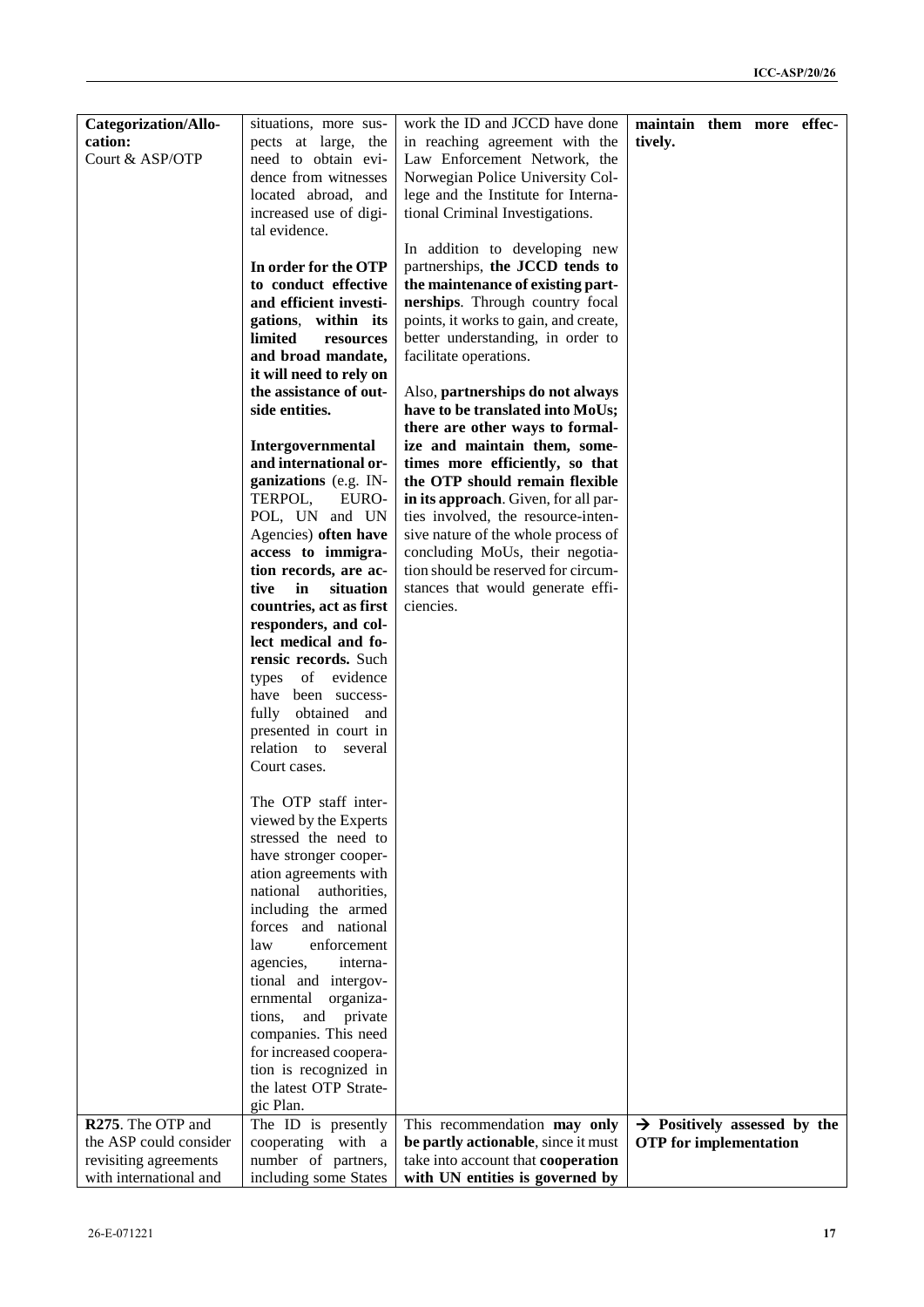| | | | |
|---|---|---|---|
| **Categorization/Allocation:** Court & ASP/OTP | situations, more suspects at large, the need to obtain evidence from witnesses located abroad, and increased use of digital evidence.<br><br>**In order for the OTP to conduct effective and efficient investigations, within its limited resources and broad mandate, it will need to rely on the assistance of outside entities.**<br><br>**Intergovernmental and international organizations** (e.g. INTERPOL, EUROPOL, UN and UN Agencies) **often have access to immigration records, are active in situation countries, act as first responders, and collect medical and forensic records.** Such types of evidence have been successfully obtained and presented in court in relation to several Court cases.<br><br>The OTP staff interviewed by the Experts stressed the need to have stronger cooperation agreements with national authorities, including the armed forces and national law enforcement agencies, international and intergovernmental organizations, and private companies. This need for increased cooperation is recognized in the latest OTP Strategic Plan. | work the ID and JCCD have done in reaching agreement with the Law Enforcement Network, the Norwegian Police University College and the Institute for International Criminal Investigations.<br><br>In addition to developing new partnerships, **the JCCD tends to the maintenance of existing partnerships**. Through country focal points, it works to gain, and create, better understanding, in order to facilitate operations.<br><br>Also, **partnerships do not always have to be translated into MoUs; there are other ways to formalize and maintain them, sometimes more efficiently, so that the OTP should remain flexible in its approach**. Given, for all parties involved, the resource-intensive nature of the whole process of concluding MoUs, their negotiation should be reserved for circumstances that would generate efficiencies. | **maintain them more effectively.** |
| **R275**. The OTP and the ASP could consider revisiting agreements with international and | The ID is presently cooperating with a number of partners, including some States | This recommendation **may only be partly actionable**, since it must take into account that **cooperation with UN entities is governed by** | **→ Positively assessed by the OTP for implementation** |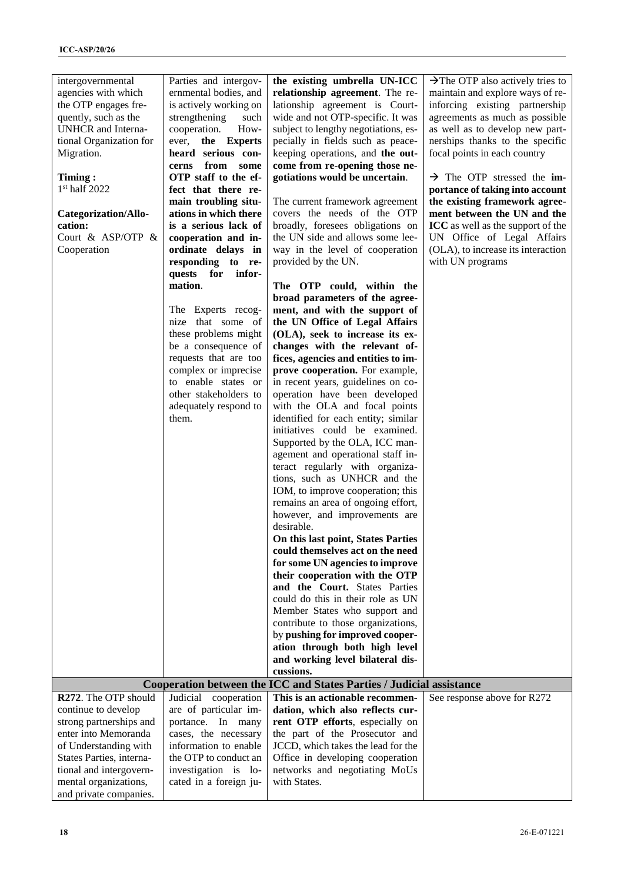| | | | |
|---|---|---|---|
| intergovernmental agencies with which the OTP engages frequently, such as the UNHCR and International Organization for Migration.<br><br>**Timing :**<br>1st half 2022<br><br>**Categorization/Allocation:**<br>Court & ASP/OTP & Cooperation | Parties and intergovernmental bodies, and is actively working on strengthening such cooperation. However, **the Experts heard serious concerns from some OTP staff to the effect that there remain troubling situations in which there is a serious lack of cooperation and inordinate delays in responding to requests for information**.<br><br>The Experts recognize that some of these problems might be a consequence of requests that are too complex or imprecise to enable states or other stakeholders to adequately respond to them. | **the existing umbrella UN-ICC relationship agreement**. The relationship agreement is Court-wide and not OTP-specific. It was subject to lengthy negotiations, especially in fields such as peacekeeping operations, and **the outcome from re-opening those negotiations would be uncertain**.<br><br>The current framework agreement covers the needs of the OTP broadly, foresees obligations on the UN side and allows some leeway in the level of cooperation provided by the UN.<br><br>**The OTP could, within the broad parameters of the agreement, and with the support of the UN Office of Legal Affairs (OLA), seek to increase its exchanges with the relevant offices, agencies and entities to improve cooperation.** For example, in recent years, guidelines on cooperation have been developed with the OLA and focal points identified for each entity; similar initiatives could be examined. Supported by the OLA, ICC management and operational staff interact regularly with organizations, such as UNHCR and the IOM, to improve cooperation; this remains an area of ongoing effort, however, and improvements are desirable.<br>**On this last point, States Parties could themselves act on the need for some UN agencies to improve their cooperation with the OTP and the Court.** States Parties could do this in their role as UN Member States who support and contribute to those organizations, by **pushing for improved cooperation through both high level and working level bilateral discussions.** | →The OTP also actively tries to maintain and explore ways of reinforcing existing partnership agreements as much as possible as well as to develop new partnerships thanks to the specific focal points in each country<br><br>→ The OTP stressed the **importance of taking into account the existing framework agreement between the UN and the ICC** as well as the support of the UN Office of Legal Affairs (OLA), to increase its interaction with UN programs |
| **Cooperation between the ICC and States Parties / Judicial assistance** | | | |
| **R272**. The OTP should continue to develop strong partnerships and enter into Memoranda of Understanding with States Parties, international and intergovernmental organizations, and private companies. | Judicial cooperation are of particular importance. In many cases, the necessary information to enable the OTP to conduct an investigation is located in a foreign ju- | **This is an actionable recommendation, which also reflects current OTP efforts**, especially on the part of the Prosecutor and JCCD, which takes the lead for the Office in developing cooperation networks and negotiating MoUs with States. | See response above for R272 |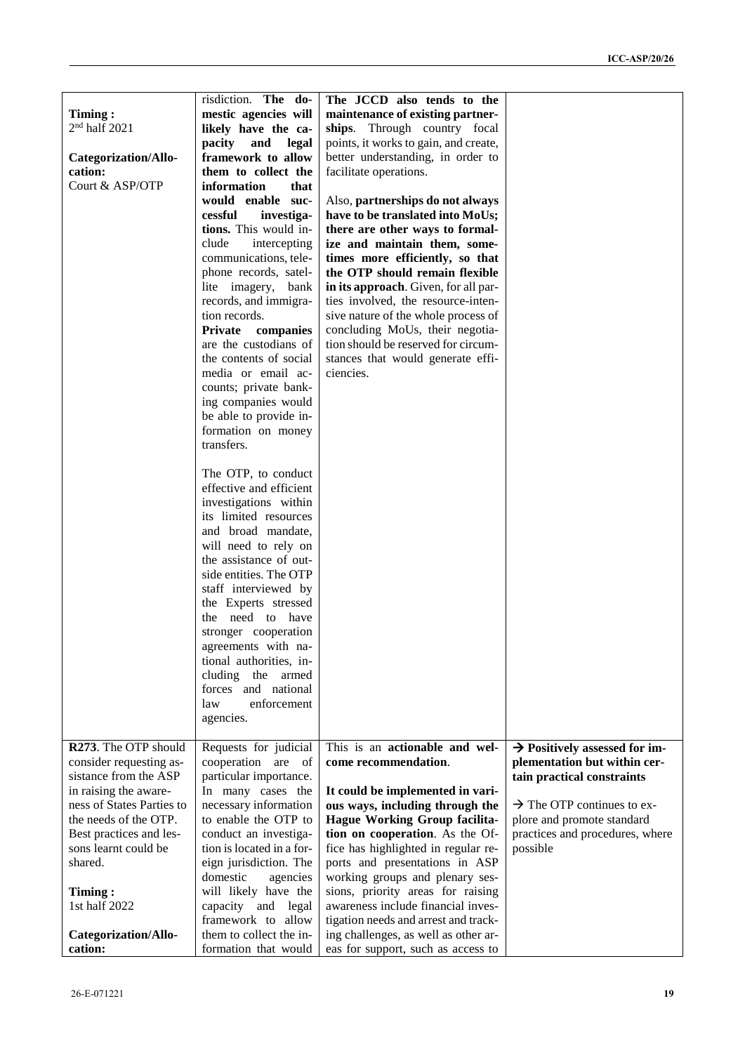| | | | |
|---|---|---|---|
| **Timing :** 2nd half 2021<br><br>**Categorization/Allocation:** Court & ASP/OTP | risdiction. **The domestic agencies will likely have the capacity and legal framework to allow them to collect the information that would enable successful investigations.** This would include intercepting communications, telephone records, satellite imagery, bank records, and immigration records. **Private companies** are the custodians of the contents of social media or email accounts; private banking companies would be able to provide information on money transfers.<br><br>The OTP, to conduct effective and efficient investigations within its limited resources and broad mandate, will need to rely on the assistance of outside entities. The OTP staff interviewed by the Experts stressed the need to have stronger cooperation agreements with national authorities, including the armed forces and national law enforcement agencies. | **The JCCD also tends to the maintenance of existing partnerships**. Through country focal points, it works to gain, and create, better understanding, in order to facilitate operations.<br><br>Also, **partnerships do not always have to be translated into MoUs; there are other ways to formalize and maintain them, sometimes more efficiently, so that the OTP should remain flexible in its approach**. Given, for all parties involved, the resource-intensive nature of the whole process of concluding MoUs, their negotiation should be reserved for circumstances that would generate efficiencies. | |
| **R273**. The OTP should consider requesting assistance from the ASP in raising the awareness of States Parties to the needs of the OTP. Best practices and lessons learnt could be shared.<br><br>**Timing :** 1st half 2022<br><br>**Categorization/Allocation:** | Requests for judicial cooperation are of particular importance. In many cases the necessary information to enable the OTP to conduct an investigation is located in a foreign jurisdiction. The domestic agencies will likely have the capacity and legal framework to allow them to collect the information that would | This is an **actionable and welcome recommendation**.<br><br>**It could be implemented in various ways, including through the Hague Working Group facilitation on cooperation**. As the Office has highlighted in regular reports and presentations in ASP working groups and plenary sessions, priority areas for raising awareness include financial investigation needs and arrest and tracking challenges, as well as other areas for support, such as access to | → **Positively assessed for implementation but within certain practical constraints**<br><br>→ The OTP continues to explore and promote standard practices and procedures, where possible |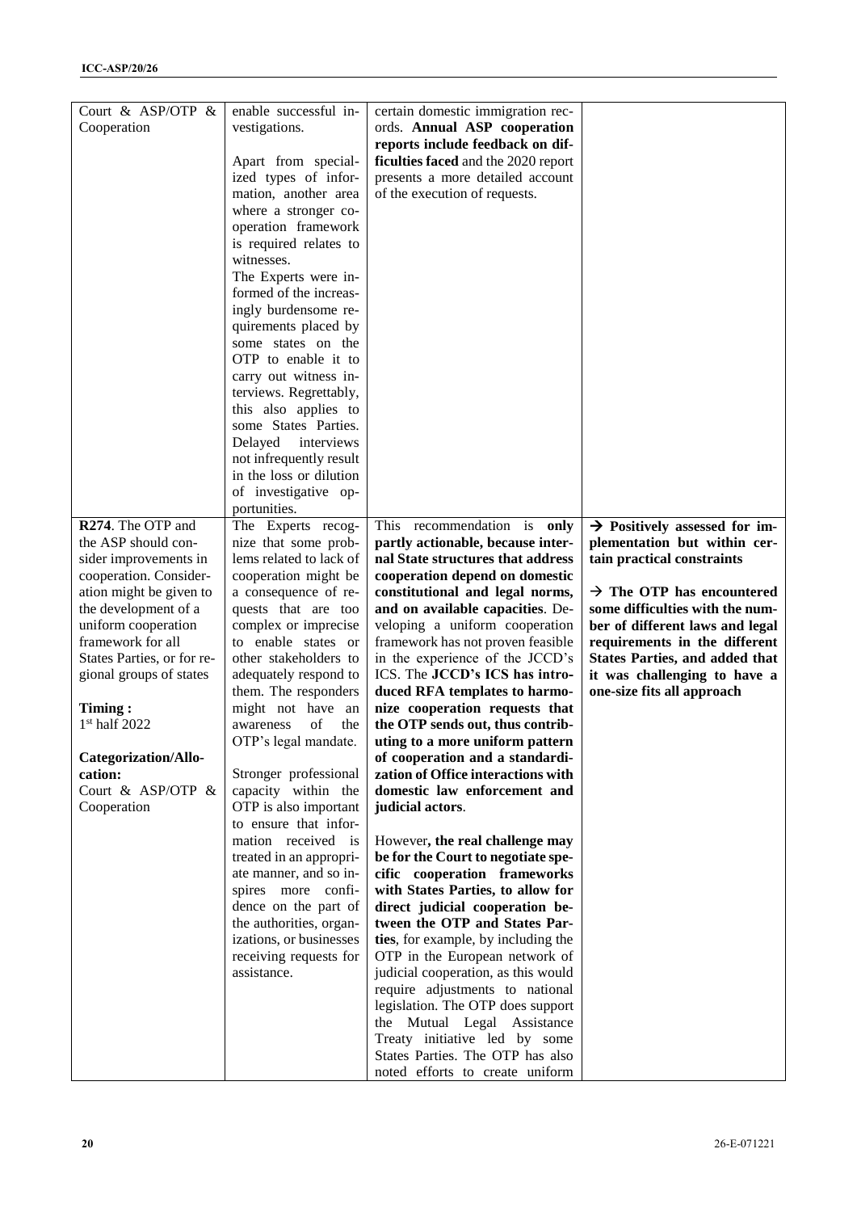| | | | |
|---|---|---|---|
| Court & ASP/OTP & Cooperation | enable successful investigations.<br><br>Apart from specialized types of information, another area where a stronger cooperation framework is required relates to witnesses.<br>The Experts were informed of the increasingly burdensome requirements placed by some states on the OTP to enable it to carry out witness interviews. Regrettably, this also applies to some States Parties. Delayed interviews not infrequently result in the loss or dilution of investigative opportunities. | certain domestic immigration records. **Annual ASP cooperation reports include feedback on difficulties faced** and the 2020 report presents a more detailed account of the execution of requests. | |
| **R274**. The OTP and the ASP should consider improvements in cooperation. Consideration might be given to the development of a uniform cooperation framework for all States Parties, or for regional groups of states<br><br>**Timing :**<br>1st half 2022<br><br>**Categorization/Allocation:**<br>Court & ASP/OTP & Cooperation | The Experts recognize that some problems related to lack of cooperation might be a consequence of requests that are too complex or imprecise to enable states or other stakeholders to adequately respond to them. The responders might not have an awareness of the OTP's legal mandate.<br><br>Stronger professional capacity within the OTP is also important to ensure that information received is treated in an appropriate manner, and so inspires more confidence on the part of the authorities, organizations, or businesses receiving requests for assistance. | This recommendation is **only partly actionable, because internal State structures that address cooperation depend on domestic constitutional and legal norms, and on available capacities**. Developing a uniform cooperation framework has not proven feasible in the experience of the JCCD's ICS. The **JCCD's ICS has introduced RFA templates to harmonize cooperation requests that the OTP sends out, thus contributing to a more uniform pattern of cooperation and a standardization of Office interactions with domestic law enforcement and judicial actors**.<br><br>However**, the real challenge may be for the Court to negotiate specific cooperation frameworks with States Parties, to allow for direct judicial cooperation between the OTP and States Parties**, for example, by including the OTP in the European network of judicial cooperation, as this would require adjustments to national legislation. The OTP does support the Mutual Legal Assistance Treaty initiative led by some States Parties. The OTP has also noted efforts to create uniform | **→ Positively assessed for implementation but within certain practical constraints**<br><br>**→ The OTP has encountered some difficulties with the number of different laws and legal requirements in the different States Parties, and added that it was challenging to have a one-size fits all approach** |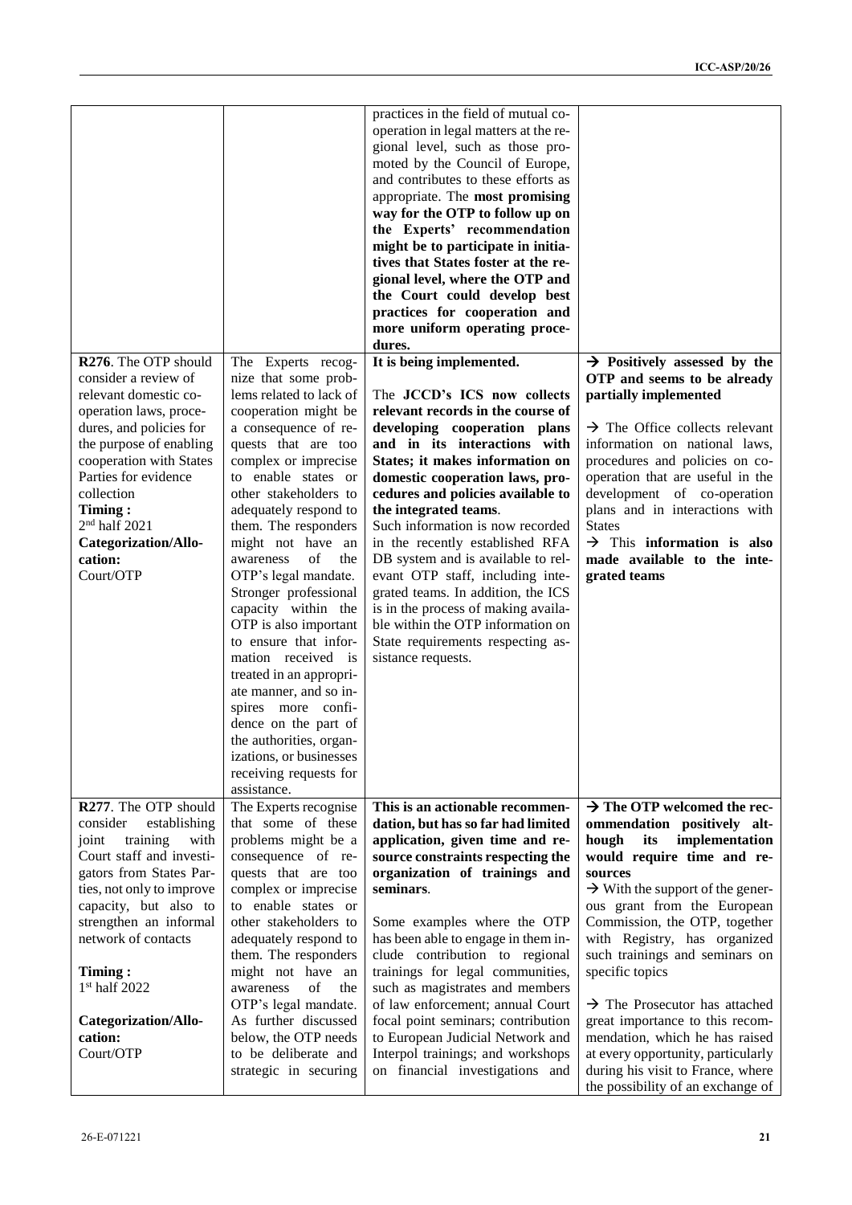| | | | |
|---|---|---|---|
| | | practices in the field of mutual co-operation in legal matters at the regional level, such as those promoted by the Council of Europe, and contributes to these efforts as appropriate. The **most promising way for the OTP to follow up on the Experts' recommendation might be to participate in initiatives that States foster at the regional level, where the OTP and the Court could develop best practices for cooperation and more uniform operating procedures.** | |
| **R276**. The OTP should consider a review of relevant domestic cooperation laws, procedures, and policies for the purpose of enabling cooperation with States Parties for evidence collection<br>**Timing :**<br>2nd half 2021<br>**Categorization/Allocation:**<br>Court/OTP | The Experts recognize that some problems related to lack of cooperation might be a consequence of requests that are too complex or imprecise to enable states or other stakeholders to adequately respond to them. The responders might not have an awareness of the OTP's legal mandate. Stronger professional capacity within the OTP is also important to ensure that information received is treated in an appropriate manner, and so inspires more confidence on the part of the authorities, organizations, or businesses receiving requests for assistance. | **It is being implemented.**<br><br>The **JCCD's ICS now collects relevant records in the course of developing cooperation plans and in its interactions with States; it makes information on domestic cooperation laws, procedures and policies available to the integrated teams**.<br>Such information is now recorded in the recently established RFA DB system and is available to relevant OTP staff, including integrated teams. In addition, the ICS is in the process of making available within the OTP information on State requirements respecting assistance requests. | → **Positively assessed by the OTP and seems to be already partially implemented**<br><br>→ The Office collects relevant information on national laws, procedures and policies on cooperation that are useful in the development of co-operation plans and in interactions with States<br>→ This **information is also made available to the integrated teams** |
| **R277**. The OTP should consider establishing joint training with Court staff and investigators from States Parties, not only to improve capacity, but also to strengthen an informal network of contacts<br><br>**Timing :**<br>1st half 2022<br><br>**Categorization/Allocation:**<br>Court/OTP | The Experts recognise that some of these problems might be a consequence of requests that are too complex or imprecise to enable states or other stakeholders to adequately respond to them. The responders might not have an awareness of the OTP's legal mandate. As further discussed below, the OTP needs to be deliberate and strategic in securing | **This is an actionable recommendation, but has so far had limited application, given time and resource constraints respecting the organization of trainings and seminars**.<br><br>Some examples where the OTP has been able to engage in them include contribution to regional trainings for legal communities, such as magistrates and members of law enforcement; annual Court focal point seminars; contribution to European Judicial Network and Interpol trainings; and workshops on financial investigations and | → **The OTP welcomed the recommendation positively although its implementation would require time and resources**<br>→ With the support of the generous grant from the European Commission, the OTP, together with Registry, has organized such trainings and seminars on specific topics<br><br>→ The Prosecutor has attached great importance to this recommendation, which he has raised at every opportunity, particularly during his visit to France, where the possibility of an exchange of |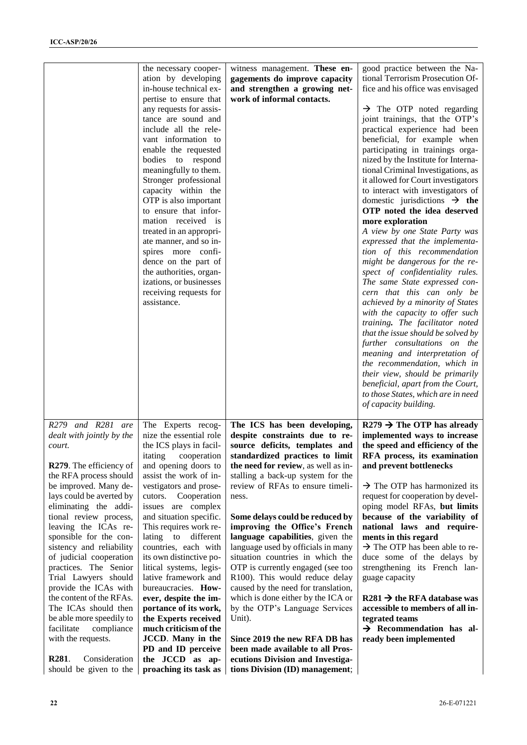| | | | |
|---|---|---|---|
| | the necessary cooperation by developing in-house technical expertise to ensure that any requests for assistance are sound and include all the relevant information to enable the requested bodies to respond meaningfully to them. Stronger professional capacity within the OTP is also important to ensure that information received is treated in an appropriate manner, and so inspires more confidence on the part of the authorities, organizations, or businesses receiving requests for assistance. | witness management. **These engagements do improve capacity and strengthen a growing network of informal contacts.** | good practice between the National Terrorism Prosecution Office and his office was envisaged<br><br>→ The OTP noted regarding joint trainings, that the OTP's practical experience had been beneficial, for example when participating in trainings organized by the Institute for International Criminal Investigations, as it allowed for Court investigators to interact with investigators of domestic jurisdictions → **the OTP noted the idea deserved more exploration**<br>*A view by one State Party was expressed that the implementation of this recommendation might be dangerous for the respect of confidentiality rules. The same State expressed concern that this can only be achieved by a minority of States with the capacity to offer such training. The facilitator noted that the issue should be solved by further consultations on the meaning and interpretation of the recommendation, which in their view, should be primarily beneficial, apart from the Court, to those States, which are in need of capacity building.* |
| *R279 and R281 are dealt with jointly by the court.*<br><br>**R279**. The efficiency of the RFA process should be improved. Many delays could be averted by eliminating the additional review process, leaving the ICAs responsible for the consistency and reliability of judicial cooperation practices. The Senior Trial Lawyers should provide the ICAs with the content of the RFAs. The ICAs should then be able more speedily to facilitate compliance with the requests.<br><br>**R281**. Consideration should be given to the | The Experts recognize the essential role the ICS plays in facilitating cooperation and opening doors to assist the work of investigators and prosecutors. Cooperation issues are complex and situation specific. This requires work relating to different countries, each with its own distinctive political systems, legislative framework and bureaucracies. **However, despite the importance of its work, the Experts received much criticism of the JCCD. Many in the PD and ID perceive the JCCD as approaching its task as** | **The ICS has been developing, despite constraints due to resource deficits, templates and standardized practices to limit the need for review**, as well as installing a back-up system for the review of RFAs to ensure timeliness.<br><br>**Some delays could be reduced by improving the Office's French language capabilities**, given the language used by officials in many situation countries in which the OTP is currently engaged (see too R100). This would reduce delay caused by the need for translation, which is done either by the ICA or by the OTP's Language Services Unit).<br><br>**Since 2019 the new RFA DB has been made available to all Prosecutions Division and Investigations Division (ID) management**; | **R279 → The OTP has already implemented ways to increase the speed and efficiency of the RFA process, its examination and prevent bottlenecks**<br><br>→ The OTP has harmonized its request for cooperation by developing model RFAs, **but limits because of the variability of national laws and requirements in this regard**<br>→ The OTP has been able to reduce some of the delays by strengthening its French language capacity<br><br>**R281 → the RFA database was accessible to members of all integrated teams**<br>**→ Recommendation has already been implemented** |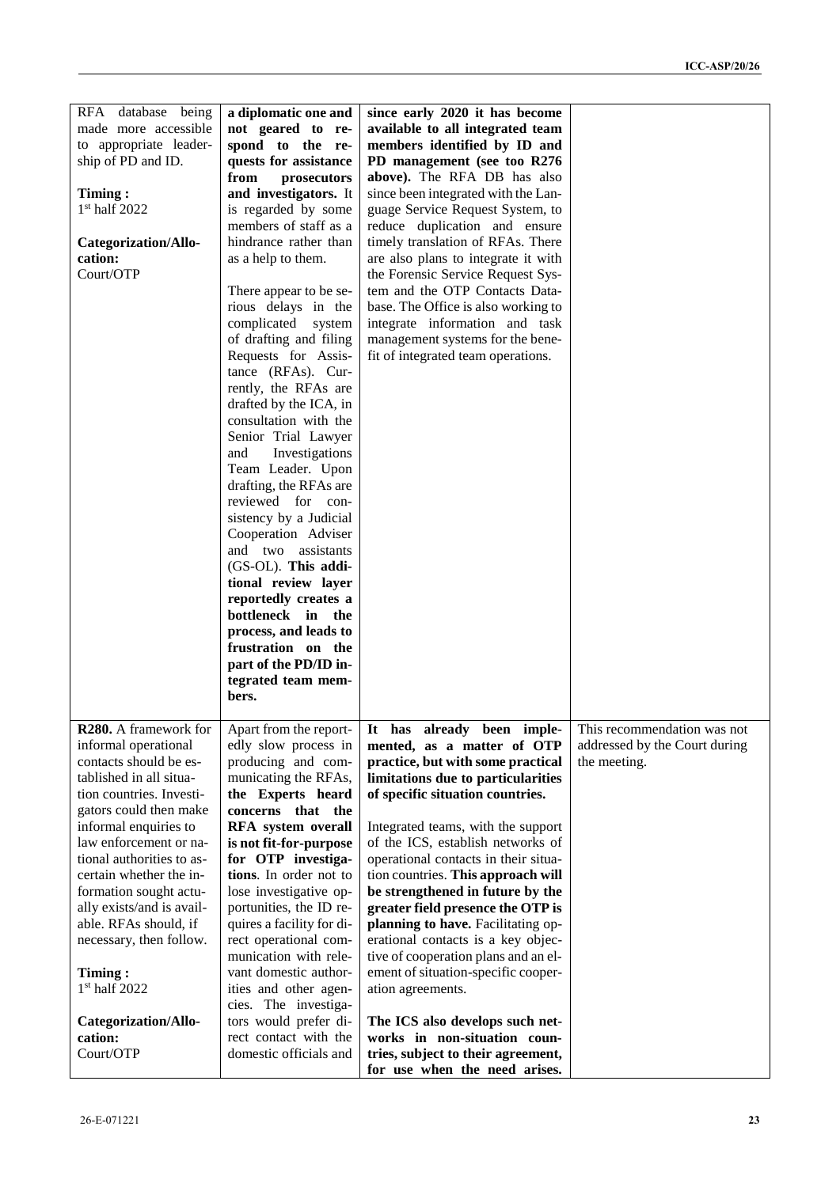| | | | |
|---|---|---|---|
| RFA database being made more accessible to appropriate leadership of PD and ID.<br><br>**Timing :**<br>1st half 2022<br><br>**Categorization/Allocation:**<br>Court/OTP | **a diplomatic one and not geared to respond to the requests for assistance from prosecutors and investigators.** It is regarded by some members of staff as a hindrance rather than as a help to them.<br><br>There appear to be serious delays in the complicated system of drafting and filing Requests for Assistance (RFAs). Currently, the RFAs are drafted by the ICA, in consultation with the Senior Trial Lawyer and Investigations Team Leader. Upon drafting, the RFAs are reviewed for consistency by a Judicial Cooperation Adviser and two assistants (GS-OL). **This additional review layer reportedly creates a bottleneck in the process, and leads to frustration on the part of the PD/ID integrated team members.** | **since early 2020 it has become available to all integrated team members identified by ID and PD management (see too R276 above).** The RFA DB has also since been integrated with the Language Service Request System, to reduce duplication and ensure timely translation of RFAs. There are also plans to integrate it with the Forensic Service Request System and the OTP Contacts Database. The Office is also working to integrate information and task management systems for the benefit of integrated team operations. | |
| **R280.** A framework for informal operational contacts should be established in all situation countries. Investigators could then make informal enquiries to law enforcement or national authorities to ascertain whether the information sought actually exists/and is available. RFAs should, if necessary, then follow.<br><br>**Timing :**<br>1st half 2022<br><br>**Categorization/Allocation:**<br>Court/OTP | Apart from the reportedly slow process in producing and communicating the RFAs, **the Experts heard concerns that the RFA system overall is not fit-for-purpose for OTP investigations**. In order not to lose investigative opportunities, the ID requires a facility for direct operational communication with relevant domestic authorities and other agencies. The investigators would prefer direct contact with the domestic officials and | **It has already been implemented, as a matter of OTP practice, but with some practical limitations due to particularities of specific situation countries.**<br><br>Integrated teams, with the support of the ICS, establish networks of operational contacts in their situation countries. **This approach will be strengthened in future by the greater field presence the OTP is planning to have.** Facilitating operational contacts is a key objective of cooperation plans and an element of situation-specific cooperation agreements.<br><br>**The ICS also develops such networks in non-situation countries, subject to their agreement, for use when the need arises.** | This recommendation was not addressed by the Court during the meeting. |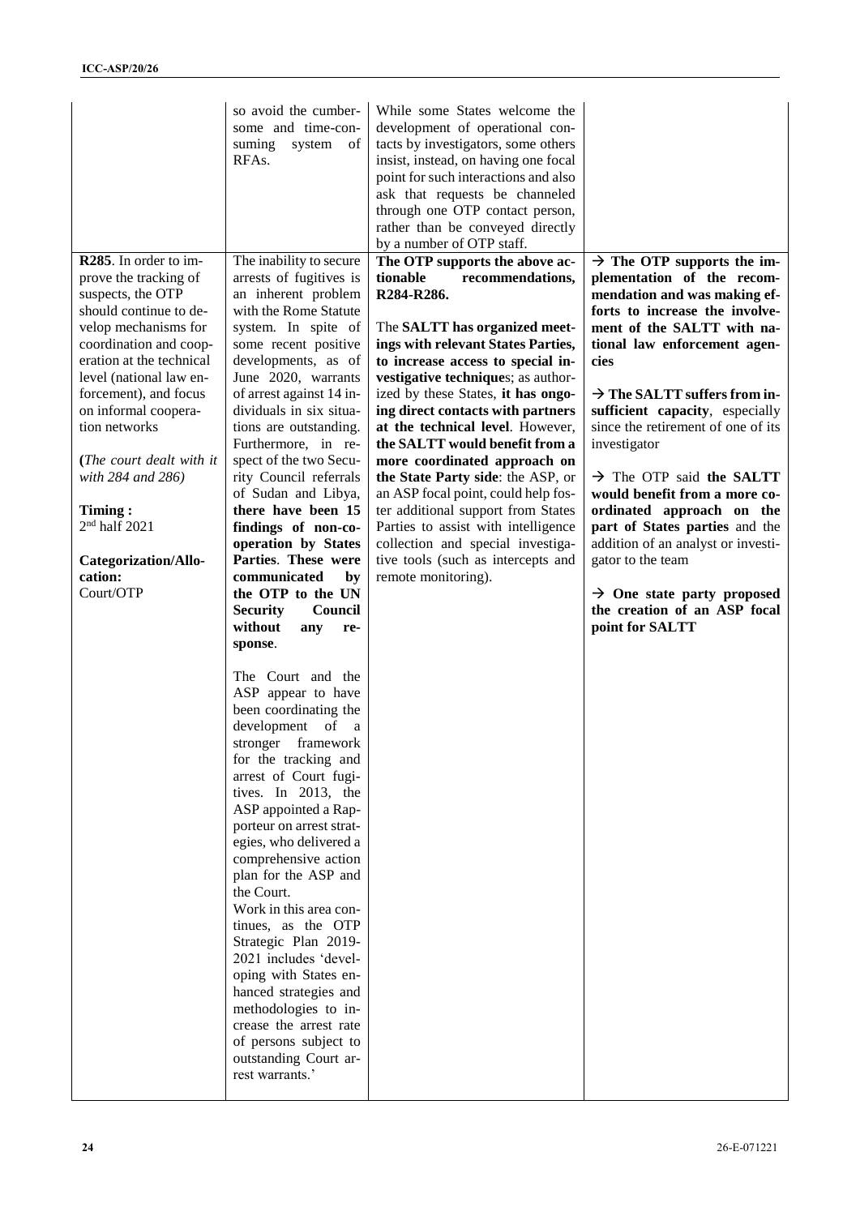| | | | |
|---|---|---|---|
| | so avoid the cumbersome and time-consuming system of RFAs. | While some States welcome the development of operational contacts by investigators, some others insist, instead, on having one focal point for such interactions and also ask that requests be channeled through one OTP contact person, rather than be conveyed directly by a number of OTP staff. | |
| **R285**. In order to improve the tracking of suspects, the OTP should continue to develop mechanisms for coordination and cooperation at the technical level (national law enforcement), and focus on informal cooperation networks<br><br>(*The court dealt with it with 284 and 286)*<br><br>**Timing :**<br>2nd half 2021<br><br>**Categorization/Allocation:**<br>Court/OTP | The inability to secure arrests of fugitives is an inherent problem with the Rome Statute system. In spite of some recent positive developments, as of June 2020, warrants of arrest against 14 individuals in six situations are outstanding. Furthermore, in respect of the two Security Council referrals of Sudan and Libya, **there have been 15 findings of non-cooperation by States Parties**. **These were communicated by the OTP to the UN Security Council without any response**.<br><br>The Court and the ASP appear to have been coordinating the development of a stronger framework for the tracking and arrest of Court fugitives. In 2013, the ASP appointed a Rapporteur on arrest strategies, who delivered a comprehensive action plan for the ASP and the Court.<br>Work in this area continues, as the OTP Strategic Plan 2019-2021 includes 'developing with States enhanced strategies and methodologies to increase the arrest rate of persons subject to outstanding Court arrest warrants.' | **The OTP supports the above actionable recommendations, R284-R286.**<br><br>The **SALTT has organized meetings with relevant States Parties, to increase access to special investigative technique**s; as authorized by these States, **it has ongoing direct contacts with partners at the technical level**. However, **the SALTT would benefit from a more coordinated approach on the State Party side**: the ASP, or an ASP focal point, could help foster additional support from States Parties to assist with intelligence collection and special investigative tools (such as intercepts and remote monitoring). | → **The OTP supports the implementation of the recommendation and was making efforts to increase the involvement of the SALTT with national law enforcement agencies**<br><br>→ **The SALTT suffers from insufficient capacity**, especially since the retirement of one of its investigator<br><br>→ The OTP said **the SALTT would benefit from a more coordinated approach on the part of States parties** and the addition of an analyst or investigator to the team<br><br>→ **One state party proposed the creation of an ASP focal point for SALTT** |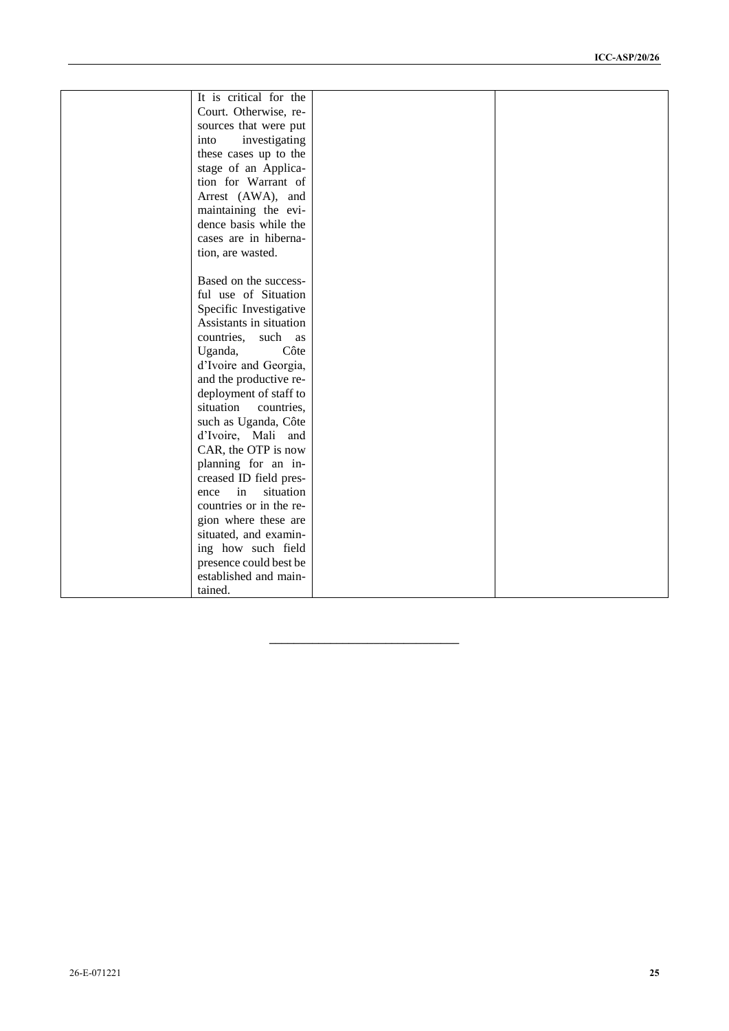| | | | |
|---|---|---|---|
| | It is critical for the Court. Otherwise, resources that were put into investigating these cases up to the stage of an Application for Warrant of Arrest (AWA), and maintaining the evidence basis while the cases are in hibernation, are wasted.<br><br>Based on the successful use of Situation Specific Investigative Assistants in situation countries, such as Uganda, Côte d'Ivoire and Georgia, and the productive redeployment of staff to situation countries, such as Uganda, Côte d'Ivoire, Mali and CAR, the OTP is now planning for an increased ID field presence in situation countries or in the region where these are situated, and examining how such field presence could best be established and maintained. | | |